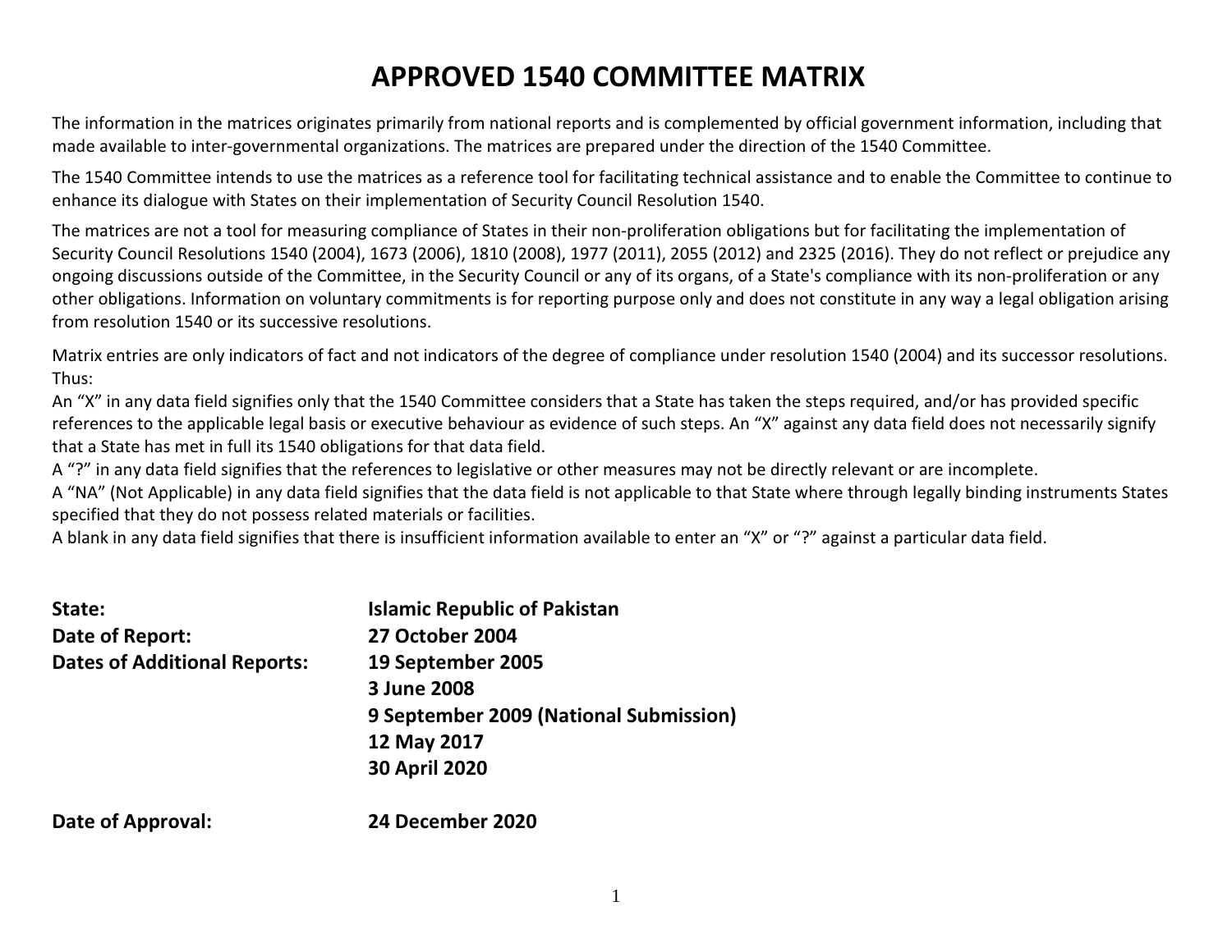# APPROVED 1540 COMMITTEE MATRIX

The information in the matrices originates primarily from national reports and is complemented by official government information, including that made available to inter-governmental organizations. The matrices are prepared under the direction of the 1540 Committee.

The 1540 Committee intends to use the matrices as a reference tool for facilitating technical assistance and to enable the Committee to continue to enhance its dialogue with States on their implementation of Security Council Resolution 1540.

The matrices are not a tool for measuring compliance of States in their non-proliferation obligations but for facilitating the implementation of Security Council Resolutions 1540 (2004), 1673 (2006), 1810 (2008), 1977 (2011), 2055 (2012) and 2325 (2016). They do not reflect or prejudice any ongoing discussions outside of the Committee, in the Security Council or any of its organs, of a State's compliance with its non-proliferation or any other obligations. Information on voluntary commitments is for reporting purpose only and does not constitute in any way a legal obligation arising from resolution 1540 or its successive resolutions.

Matrix entries are only indicators of fact and not indicators of the degree of compliance under resolution 1540 (2004) and its successor resolutions. Thus:

An "X" in any data field signifies only that the 1540 Committee considers that a State has taken the steps required, and/or has provided specific references to the applicable legal basis or executive behaviour as evidence of such steps. An "X" against any data field does not necessarily signify that a State has met in full its 1540 obligations for that data field.

A "?" in any data field signifies that the references to legislative or other measures may not be directly relevant or are incomplete.

A "NA" (Not Applicable) in any data field signifies that the data field is not applicable to that State where through legally binding instruments States specified that they do not possess related materials or facilities.

A blank in any data field signifies that there is insufficient information available to enter an "X" or "?" against a particular data field.

| | |
|---|---|
| **State:** | **Islamic Republic of Pakistan** |
| **Date of Report:** | **27 October 2004** |
| **Dates of Additional Reports:** | **19 September 2005** |
| | **3 June 2008** |
| | **9 September 2009 (National Submission)** |
| | **12 May 2017** |
| | **30 April 2020** |
| **Date of Approval:** | **24 December 2020** |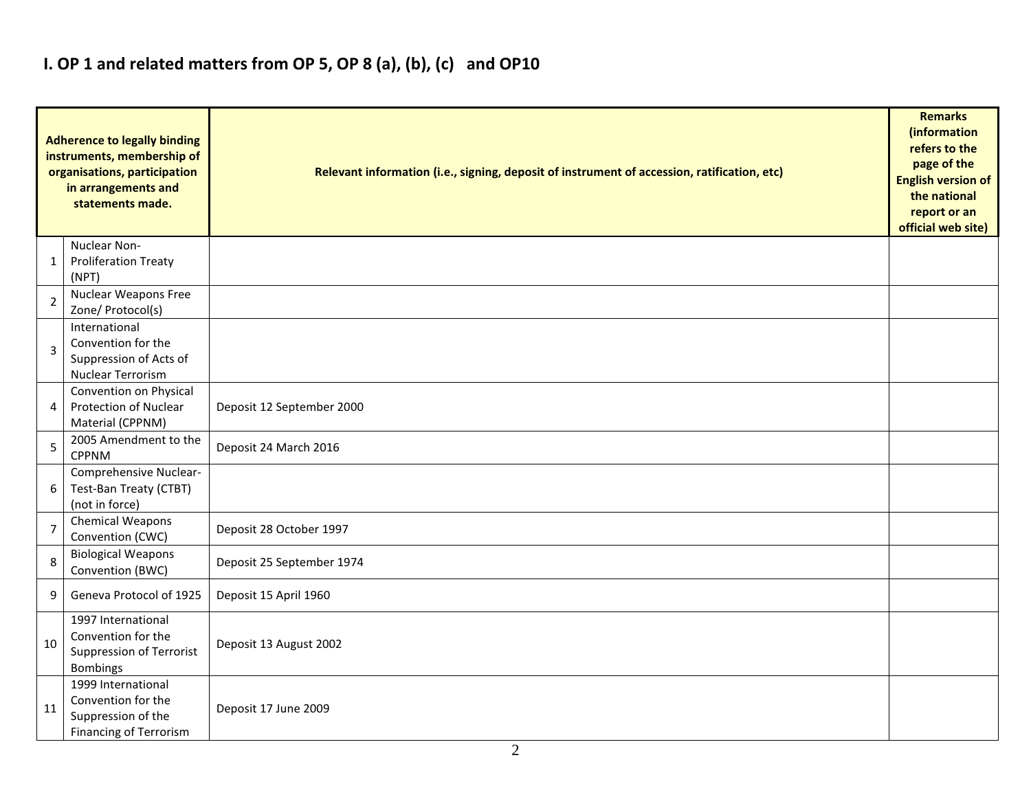# I. OP 1 and related matters from OP 5, OP 8 (a), (b), (c) and OP10

| Adherence to legally binding instruments, membership of organisations, participation in arrangements and statements made. | | Relevant information (i.e., signing, deposit of instrument of accession, ratification, etc) | Remarks (information refers to the page of the English version of the national report or an official web site) |
|---|---|---|---|
| 1 | Nuclear Non-Proliferation Treaty (NPT) | | |
| 2 | Nuclear Weapons Free Zone/ Protocol(s) | | |
| 3 | International Convention for the Suppression of Acts of Nuclear Terrorism | | |
| 4 | Convention on Physical Protection of Nuclear Material (CPPNM) | Deposit 12 September 2000 | |
| 5 | 2005 Amendment to the CPPNM | Deposit 24 March 2016 | |
| 6 | Comprehensive Nuclear-Test-Ban Treaty (CTBT) (not in force) | | |
| 7 | Chemical Weapons Convention (CWC) | Deposit 28 October 1997 | |
| 8 | Biological Weapons Convention (BWC) | Deposit 25 September 1974 | |
| 9 | Geneva Protocol of 1925 | Deposit 15 April 1960 | |
| 10 | 1997 International Convention for the Suppression of Terrorist Bombings | Deposit 13 August 2002 | |
| 11 | 1999 International Convention for the Suppression of the Financing of Terrorism | Deposit 17 June 2009 | |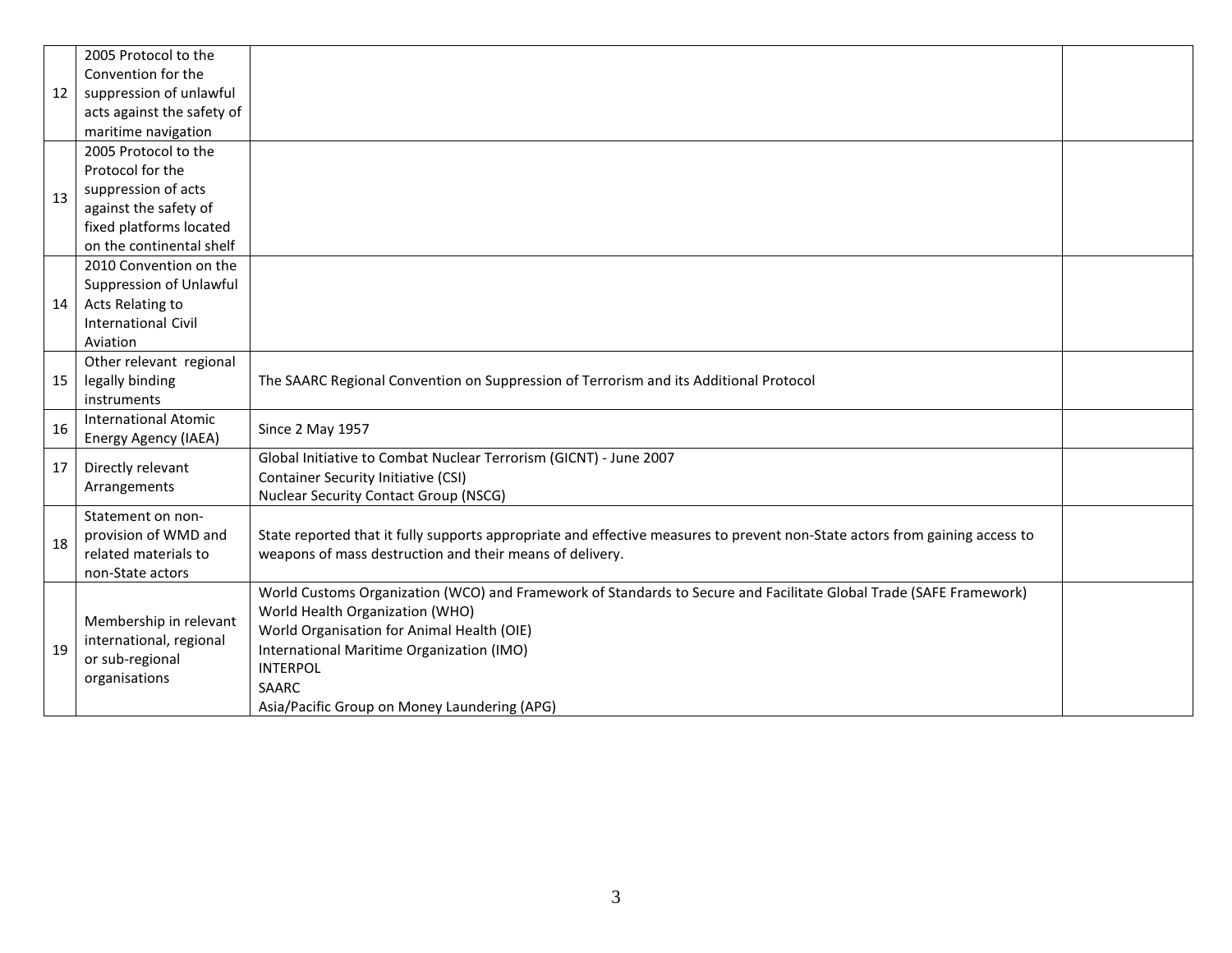| | | | |
|---|---|---|---|
| 12 | 2005 Protocol to the Convention for the suppression of unlawful acts against the safety of maritime navigation | | |
| 13 | 2005 Protocol to the Protocol for the suppression of acts against the safety of fixed platforms located on the continental shelf | | |
| 14 | 2010 Convention on the Suppression of Unlawful Acts Relating to International Civil Aviation | | |
| 15 | Other relevant regional legally binding instruments | The SAARC Regional Convention on Suppression of Terrorism and its Additional Protocol | |
| 16 | International Atomic Energy Agency (IAEA) | Since 2 May 1957 | |
| 17 | Directly relevant Arrangements | Global Initiative to Combat Nuclear Terrorism (GICNT) - June 2007<br>Container Security Initiative (CSI)<br>Nuclear Security Contact Group (NSCG) | |
| 18 | Statement on non-provision of WMD and related materials to non-State actors | State reported that it fully supports appropriate and effective measures to prevent non-State actors from gaining access to weapons of mass destruction and their means of delivery. | |
| 19 | Membership in relevant international, regional or sub-regional organisations | World Customs Organization (WCO) and Framework of Standards to Secure and Facilitate Global Trade (SAFE Framework)<br>World Health Organization (WHO)<br>World Organisation for Animal Health (OIE)<br>International Maritime Organization (IMO)<br>INTERPOL<br>SAARC<br>Asia/Pacific Group on Money Laundering (APG) | |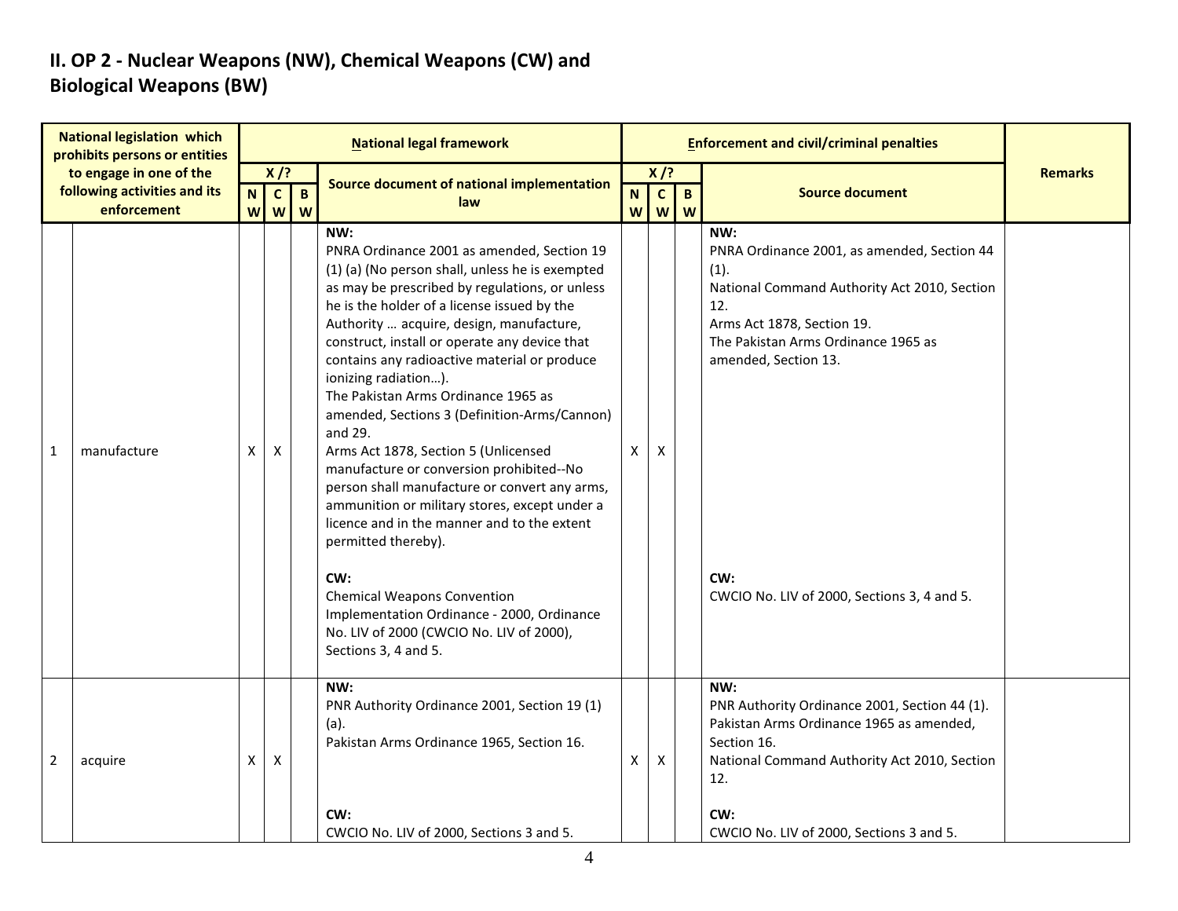## II. OP 2 - Nuclear Weapons (NW), Chemical Weapons (CW) and Biological Weapons (BW)

| National legislation which prohibits persons or entities to engage in one of the following activities and its enforcement | | National legal framework | | | | Enforcement and civil/criminal penalties | | | | Remarks |
|---|---|---|---|---|---|---|---|---|---|---|
| | | X /? | | | Source document of national implementation law | X /? | | | Source document | |
| | | NW | CW | BW | | NW | CW | BW | | |
| 1 | manufacture | X | X | | **NW:**<br>PNRA Ordinance 2001 as amended, Section 19 (1) (a) (No person shall, unless he is exempted as may be prescribed by regulations, or unless he is the holder of a license issued by the Authority … acquire, design, manufacture, construct, install or operate any device that contains any radioactive material or produce ionizing radiation…).<br>The Pakistan Arms Ordinance 1965 as amended, Sections 3 (Definition-Arms/Cannon) and 29.<br>Arms Act 1878, Section 5 (Unlicensed manufacture or conversion prohibited--No person shall manufacture or convert any arms, ammunition or military stores, except under a licence and in the manner and to the extent permitted thereby).<br><br>**CW:**<br>Chemical Weapons Convention Implementation Ordinance - 2000, Ordinance No. LIV of 2000 (CWCIO No. LIV of 2000), Sections 3, 4 and 5. | X | X | | **NW:**<br>PNRA Ordinance 2001, as amended, Section 44 (1).<br>National Command Authority Act 2010, Section 12.<br>Arms Act 1878, Section 19.<br>The Pakistan Arms Ordinance 1965 as amended, Section 13.<br><br>**CW:**<br>CWCIO No. LIV of 2000, Sections 3, 4 and 5. | |
| 2 | acquire | X | X | | **NW:**<br>PNR Authority Ordinance 2001, Section 19 (1) (a).<br>Pakistan Arms Ordinance 1965, Section 16.<br><br>**CW:**<br>CWCIO No. LIV of 2000, Sections 3 and 5. | X | X | | **NW:**<br>PNR Authority Ordinance 2001, Section 44 (1).<br>Pakistan Arms Ordinance 1965 as amended, Section 16.<br>National Command Authority Act 2010, Section 12.<br><br>**CW:**<br>CWCIO No. LIV of 2000, Sections 3 and 5. | |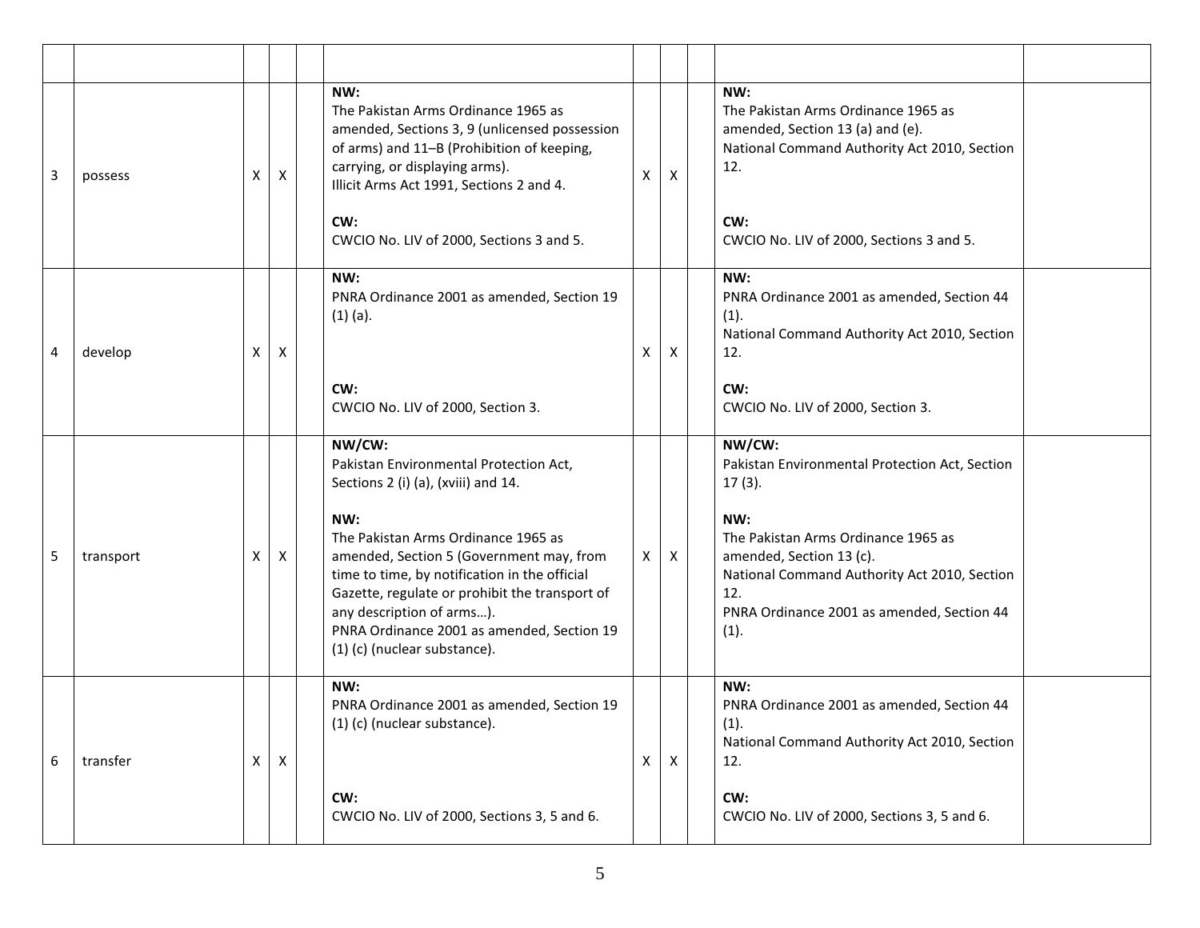| | | | | | | | | | | |
|---|---|---|---|---|---|---|---|---|---|---|
| 3 | possess | X | X | | **NW:**<br>The Pakistan Arms Ordinance 1965 as amended, Sections 3, 9 (unlicensed possession of arms) and 11–B (Prohibition of keeping, carrying, or displaying arms).<br>Illicit Arms Act 1991, Sections 2 and 4.<br><br>**CW:**<br>CWCIO No. LIV of 2000, Sections 3 and 5. | X | X | | **NW:**<br>The Pakistan Arms Ordinance 1965 as amended, Section 13 (a) and (e).<br>National Command Authority Act 2010, Section 12.<br><br>**CW:**<br>CWCIO No. LIV of 2000, Sections 3 and 5. | |
| 4 | develop | X | X | | **NW:**<br>PNRA Ordinance 2001 as amended, Section 19 (1) (a).<br><br>**CW:**<br>CWCIO No. LIV of 2000, Section 3. | X | X | | **NW:**<br>PNRA Ordinance 2001 as amended, Section 44 (1).<br>National Command Authority Act 2010, Section 12.<br><br>**CW:**<br>CWCIO No. LIV of 2000, Section 3. | |
| 5 | transport | X | X | | **NW/CW:**<br>Pakistan Environmental Protection Act, Sections 2 (i) (a), (xviii) and 14.<br><br>**NW:**<br>The Pakistan Arms Ordinance 1965 as amended, Section 5 (Government may, from time to time, by notification in the official Gazette, regulate or prohibit the transport of any description of arms…).<br>PNRA Ordinance 2001 as amended, Section 19 (1) (c) (nuclear substance). | X | X | | **NW/CW:**<br>Pakistan Environmental Protection Act, Section 17 (3).<br><br>**NW:**<br>The Pakistan Arms Ordinance 1965 as amended, Section 13 (c).<br>National Command Authority Act 2010, Section 12.<br>PNRA Ordinance 2001 as amended, Section 44 (1). | |
| 6 | transfer | X | X | | **NW:**<br>PNRA Ordinance 2001 as amended, Section 19 (1) (c) (nuclear substance).<br><br>**CW:**<br>CWCIO No. LIV of 2000, Sections 3, 5 and 6. | X | X | | **NW:**<br>PNRA Ordinance 2001 as amended, Section 44 (1).<br>National Command Authority Act 2010, Section 12.<br><br>**CW:**<br>CWCIO No. LIV of 2000, Sections 3, 5 and 6. | |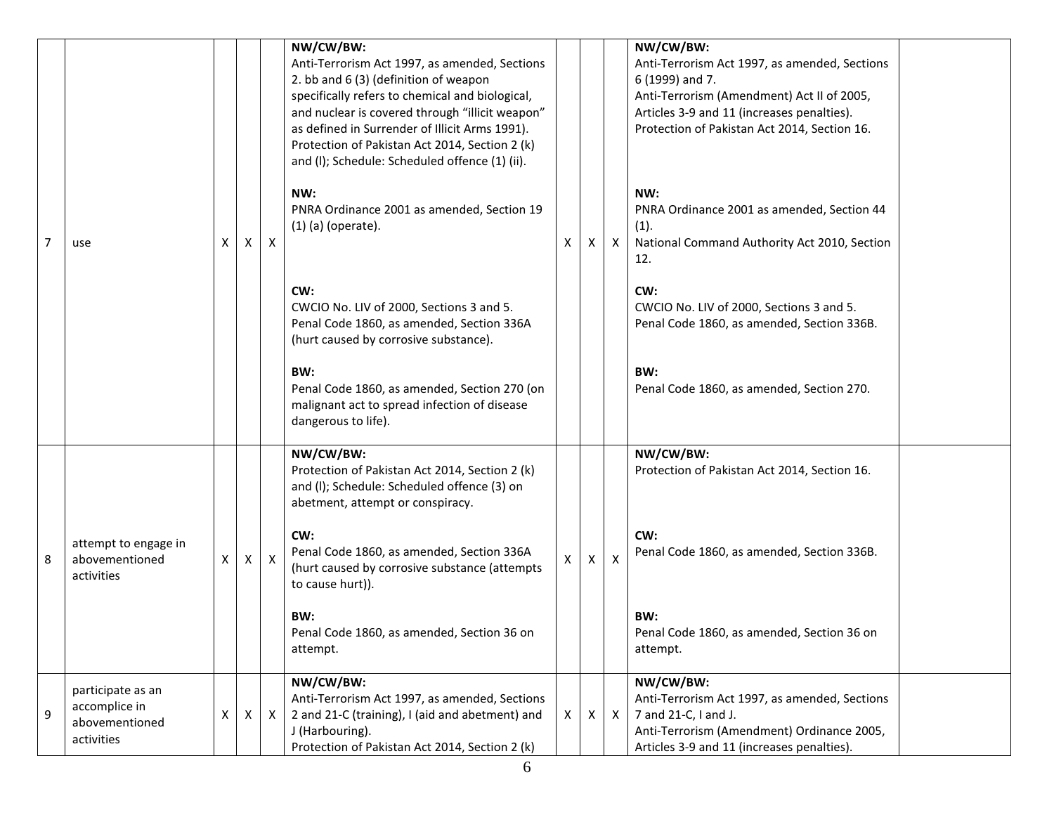| 7 | use | X | X | X | **NW/CW/BW:**<br>Anti-Terrorism Act 1997, as amended, Sections 2. bb and 6 (3) (definition of weapon specifically refers to chemical and biological, and nuclear is covered through "illicit weapon" as defined in Surrender of Illicit Arms 1991).<br>Protection of Pakistan Act 2014, Section 2 (k) and (l); Schedule: Scheduled offence (1) (ii).<br><br>**NW:**<br>PNRA Ordinance 2001 as amended, Section 19 (1) (a) (operate).<br><br>**CW:**<br>CWCIO No. LIV of 2000, Sections 3 and 5.<br>Penal Code 1860, as amended, Section 336A (hurt caused by corrosive substance).<br><br>**BW:**<br>Penal Code 1860, as amended, Section 270 (on malignant act to spread infection of disease dangerous to life). | X | X | X | **NW/CW/BW:**<br>Anti-Terrorism Act 1997, as amended, Sections 6 (1999) and 7.<br>Anti-Terrorism (Amendment) Act II of 2005, Articles 3-9 and 11 (increases penalties).<br>Protection of Pakistan Act 2014, Section 16.<br><br>**NW:**<br>PNRA Ordinance 2001 as amended, Section 44 (1).<br>National Command Authority Act 2010, Section 12.<br><br>**CW:**<br>CWCIO No. LIV of 2000, Sections 3 and 5.<br>Penal Code 1860, as amended, Section 336B.<br><br>**BW:**<br>Penal Code 1860, as amended, Section 270. | |
|---|---|---|---|---|---|---|---|---|---|---|
| 8 | attempt to engage in abovementioned activities | X | X | X | **NW/CW/BW:**<br>Protection of Pakistan Act 2014, Section 2 (k) and (l); Schedule: Scheduled offence (3) on abetment, attempt or conspiracy.<br><br>**CW:**<br>Penal Code 1860, as amended, Section 336A (hurt caused by corrosive substance (attempts to cause hurt)).<br><br>**BW:**<br>Penal Code 1860, as amended, Section 36 on attempt. | X | X | X | **NW/CW/BW:**<br>Protection of Pakistan Act 2014, Section 16.<br><br>**CW:**<br>Penal Code 1860, as amended, Section 336B.<br><br>**BW:**<br>Penal Code 1860, as amended, Section 36 on attempt. | |
| 9 | participate as an accomplice in abovementioned activities | X | X | X | **NW/CW/BW:**<br>Anti-Terrorism Act 1997, as amended, Sections 2 and 21-C (training), I (aid and abetment) and J (Harbouring).<br>Protection of Pakistan Act 2014, Section 2 (k) | X | X | X | **NW/CW/BW:**<br>Anti-Terrorism Act 1997, as amended, Sections 7 and 21-C, I and J.<br>Anti-Terrorism (Amendment) Ordinance 2005, Articles 3-9 and 11 (increases penalties). | |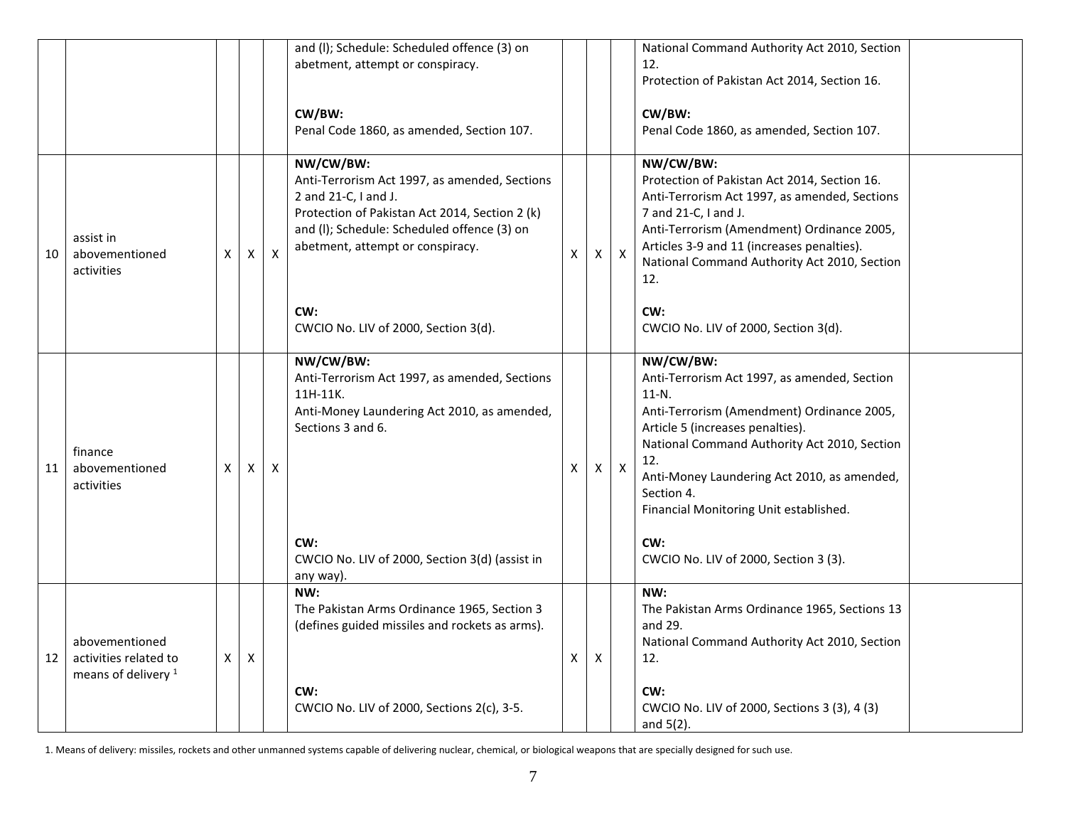| | | | | | | | | | | |
|---|---|---|---|---|---|---|---|---|---|---|
| | | | | | and (l); Schedule: Scheduled offence (3) on abetment, attempt or conspiracy.<br><br>**CW/BW:**<br>Penal Code 1860, as amended, Section 107. | | | | National Command Authority Act 2010, Section 12.<br>Protection of Pakistan Act 2014, Section 16.<br><br>**CW/BW:**<br>Penal Code 1860, as amended, Section 107. | |
| 10 | assist in abovementioned activities | X | X | X | **NW/CW/BW:**<br>Anti-Terrorism Act 1997, as amended, Sections 2 and 21-C, I and J.<br>Protection of Pakistan Act 2014, Section 2 (k) and (l); Schedule: Scheduled offence (3) on abetment, attempt or conspiracy.<br><br>**CW:**<br>CWCIO No. LIV of 2000, Section 3(d). | X | X | X | **NW/CW/BW:**<br>Protection of Pakistan Act 2014, Section 16.<br>Anti-Terrorism Act 1997, as amended, Sections 7 and 21-C, I and J.<br>Anti-Terrorism (Amendment) Ordinance 2005, Articles 3-9 and 11 (increases penalties).<br>National Command Authority Act 2010, Section 12.<br><br>**CW:**<br>CWCIO No. LIV of 2000, Section 3(d). | |
| 11 | finance abovementioned activities | X | X | X | **NW/CW/BW:**<br>Anti-Terrorism Act 1997, as amended, Sections 11H-11K.<br>Anti-Money Laundering Act 2010, as amended, Sections 3 and 6.<br><br>**CW:**<br>CWCIO No. LIV of 2000, Section 3(d) (assist in any way). | X | X | X | **NW/CW/BW:**<br>Anti-Terrorism Act 1997, as amended, Section 11-N.<br>Anti-Terrorism (Amendment) Ordinance 2005, Article 5 (increases penalties).<br>National Command Authority Act 2010, Section 12.<br>Anti-Money Laundering Act 2010, as amended, Section 4.<br>Financial Monitoring Unit established.<br><br>**CW:**<br>CWCIO No. LIV of 2000, Section 3 (3). | |
| 12 | abovementioned activities related to means of delivery [1] | X | X | | **NW:**<br>The Pakistan Arms Ordinance 1965, Section 3 (defines guided missiles and rockets as arms).<br><br>**CW:**<br>CWCIO No. LIV of 2000, Sections 2(c), 3-5. | X | X | | **NW:**<br>The Pakistan Arms Ordinance 1965, Sections 13 and 29.<br>National Command Authority Act 2010, Section 12.<br><br>**CW:**<br>CWCIO No. LIV of 2000, Sections 3 (3), 4 (3) and 5(2). | |

1. Means of delivery: missiles, rockets and other unmanned systems capable of delivering nuclear, chemical, or biological weapons that are specially designed for such use.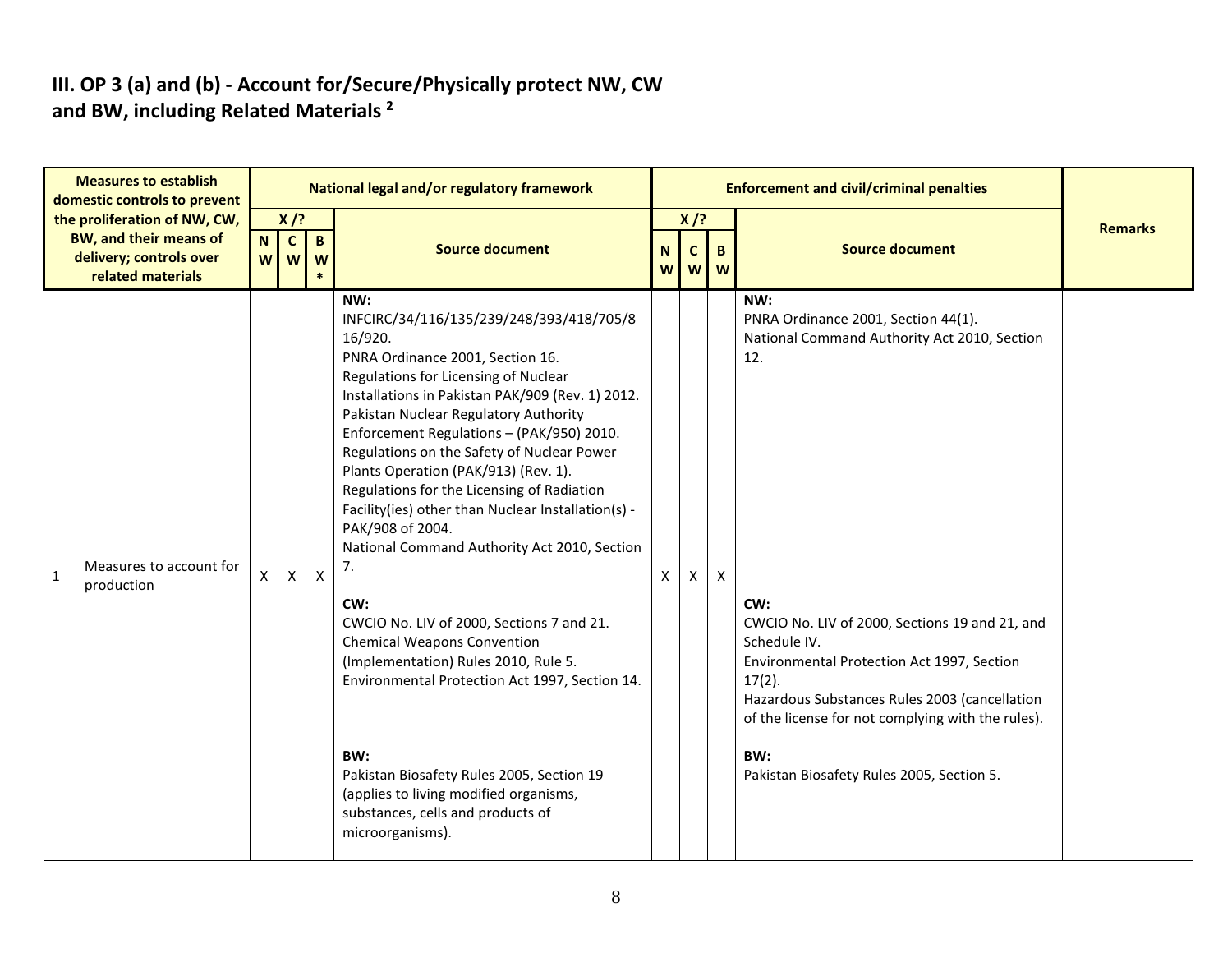## III. OP 3 (a) and (b) - Account for/Secure/Physically protect NW, CW and BW, including Related Materials [2]

| | Measures to establish domestic controls to prevent the proliferation of NW, CW, BW, and their means of delivery; controls over related materials | National legal and/or regulatory framework | | | | Enforcement and civil/criminal penalties | | | | Remarks |
|---|---|---|---|---|---|---|---|---|---|---|
| | | X /? | | | Source document | X /? | | | Source document | |
| | | NW | CW | BW* | | NW | CW | BW | | |
| 1 | Measures to account for production | X | X | X | **NW:**<br>INFCIRC/34/116/135/239/248/393/418/705/816/920.<br>PNRA Ordinance 2001, Section 16.<br>Regulations for Licensing of Nuclear Installations in Pakistan PAK/909 (Rev. 1) 2012.<br>Pakistan Nuclear Regulatory Authority Enforcement Regulations – (PAK/950) 2010.<br>Regulations on the Safety of Nuclear Power Plants Operation (PAK/913) (Rev. 1).<br>Regulations for the Licensing of Radiation Facility(ies) other than Nuclear Installation(s) - PAK/908 of 2004.<br>National Command Authority Act 2010, Section 7.<br><br>**CW:**<br>CWCIO No. LIV of 2000, Sections 7 and 21.<br>Chemical Weapons Convention (Implementation) Rules 2010, Rule 5.<br>Environmental Protection Act 1997, Section 14.<br><br>**BW:**<br>Pakistan Biosafety Rules 2005, Section 19 (applies to living modified organisms, substances, cells and products of microorganisms). | X | X | X | **NW:**<br>PNRA Ordinance 2001, Section 44(1).<br>National Command Authority Act 2010, Section 12.<br><br>**CW:**<br>CWCIO No. LIV of 2000, Sections 19 and 21, and Schedule IV.<br>Environmental Protection Act 1997, Section 17(2).<br>Hazardous Substances Rules 2003 (cancellation of the license for not complying with the rules).<br><br>**BW:**<br>Pakistan Biosafety Rules 2005, Section 5. | |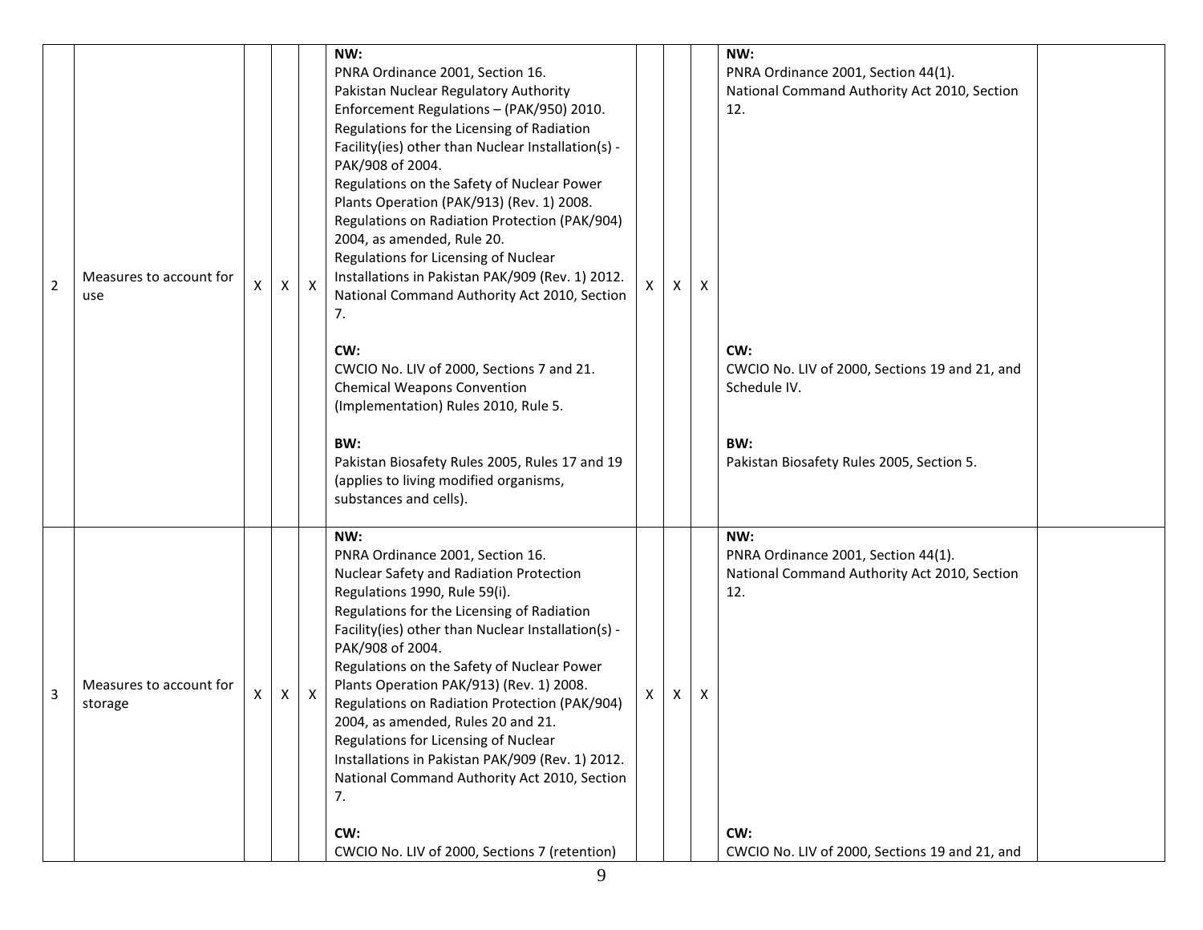| 2 | Measures to account for use | X | X | X | **NW:**<br>PNRA Ordinance 2001, Section 16.<br>Pakistan Nuclear Regulatory Authority Enforcement Regulations – (PAK/950) 2010.<br>Regulations for the Licensing of Radiation Facility(ies) other than Nuclear Installation(s) - PAK/908 of 2004.<br>Regulations on the Safety of Nuclear Power Plants Operation (PAK/913) (Rev. 1) 2008.<br>Regulations on Radiation Protection (PAK/904) 2004, as amended, Rule 20.<br>Regulations for Licensing of Nuclear Installations in Pakistan PAK/909 (Rev. 1) 2012.<br>National Command Authority Act 2010, Section 7.<br><br>**CW:**<br>CWCIO No. LIV of 2000, Sections 7 and 21.<br>Chemical Weapons Convention (Implementation) Rules 2010, Rule 5.<br><br>**BW:**<br>Pakistan Biosafety Rules 2005, Rules 17 and 19 (applies to living modified organisms, substances and cells). | X | X | X | **NW:**<br>PNRA Ordinance 2001, Section 44(1).<br>National Command Authority Act 2010, Section 12.<br><br>**CW:**<br>CWCIO No. LIV of 2000, Sections 19 and 21, and Schedule IV.<br><br>**BW:**<br>Pakistan Biosafety Rules 2005, Section 5. | |
|---|---|---|---|---|---|---|---|---|---|---|
| 3 | Measures to account for storage | X | X | X | **NW:**<br>PNRA Ordinance 2001, Section 16.<br>Nuclear Safety and Radiation Protection Regulations 1990, Rule 59(i).<br>Regulations for the Licensing of Radiation Facility(ies) other than Nuclear Installation(s) - PAK/908 of 2004.<br>Regulations on the Safety of Nuclear Power Plants Operation PAK/913) (Rev. 1) 2008.<br>Regulations on Radiation Protection (PAK/904) 2004, as amended, Rules 20 and 21.<br>Regulations for Licensing of Nuclear Installations in Pakistan PAK/909 (Rev. 1) 2012.<br>National Command Authority Act 2010, Section 7.<br><br>**CW:**<br>CWCIO No. LIV of 2000, Sections 7 (retention) | X | X | X | **NW:**<br>PNRA Ordinance 2001, Section 44(1).<br>National Command Authority Act 2010, Section 12.<br><br>**CW:**<br>CWCIO No. LIV of 2000, Sections 19 and 21, and | |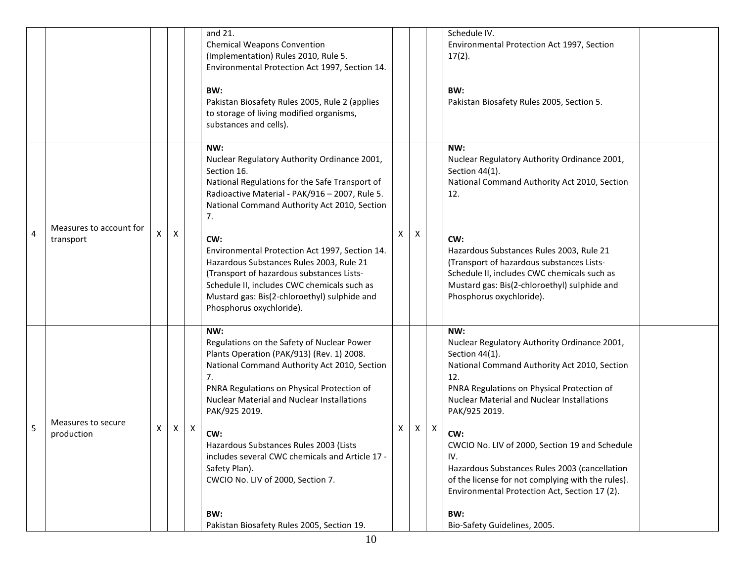| | | | | | | | | | | |
|---|---|---|---|---|---|---|---|---|---|---|
| | | | | | and 21.<br>Chemical Weapons Convention (Implementation) Rules 2010, Rule 5.<br>Environmental Protection Act 1997, Section 14.<br><br>**BW:**<br>Pakistan Biosafety Rules 2005, Rule 2 (applies to storage of living modified organisms, substances and cells). | | | | Schedule IV.<br>Environmental Protection Act 1997, Section 17(2).<br><br>**BW:**<br>Pakistan Biosafety Rules 2005, Section 5. | |
| 4 | Measures to account for transport | X | X | | **NW:**<br>Nuclear Regulatory Authority Ordinance 2001, Section 16.<br>National Regulations for the Safe Transport of Radioactive Material - PAK/916 – 2007, Rule 5.<br>National Command Authority Act 2010, Section 7.<br><br>**CW:**<br>Environmental Protection Act 1997, Section 14.<br>Hazardous Substances Rules 2003, Rule 21 (Transport of hazardous substances Lists-Schedule II, includes CWC chemicals such as Mustard gas: Bis(2-chloroethyl) sulphide and Phosphorus oxychloride). | X | X | | **NW:**<br>Nuclear Regulatory Authority Ordinance 2001, Section 44(1).<br>National Command Authority Act 2010, Section 12.<br><br>**CW:**<br>Hazardous Substances Rules 2003, Rule 21 (Transport of hazardous substances Lists-Schedule II, includes CWC chemicals such as Mustard gas: Bis(2-chloroethyl) sulphide and Phosphorus oxychloride). | |
| 5 | Measures to secure production | X | X | X | **NW:**<br>Regulations on the Safety of Nuclear Power Plants Operation (PAK/913) (Rev. 1) 2008.<br>National Command Authority Act 2010, Section 7.<br>PNRA Regulations on Physical Protection of Nuclear Material and Nuclear Installations PAK/925 2019.<br><br>**CW:**<br>Hazardous Substances Rules 2003 (Lists includes several CWC chemicals and Article 17 - Safety Plan).<br>CWCIO No. LIV of 2000, Section 7.<br><br>**BW:**<br>Pakistan Biosafety Rules 2005, Section 19. | X | X | X | **NW:**<br>Nuclear Regulatory Authority Ordinance 2001, Section 44(1).<br>National Command Authority Act 2010, Section 12.<br>PNRA Regulations on Physical Protection of Nuclear Material and Nuclear Installations PAK/925 2019.<br><br>**CW:**<br>CWCIO No. LIV of 2000, Section 19 and Schedule IV.<br>Hazardous Substances Rules 2003 (cancellation of the license for not complying with the rules).<br>Environmental Protection Act, Section 17 (2).<br><br>**BW:**<br>Bio-Safety Guidelines, 2005. | |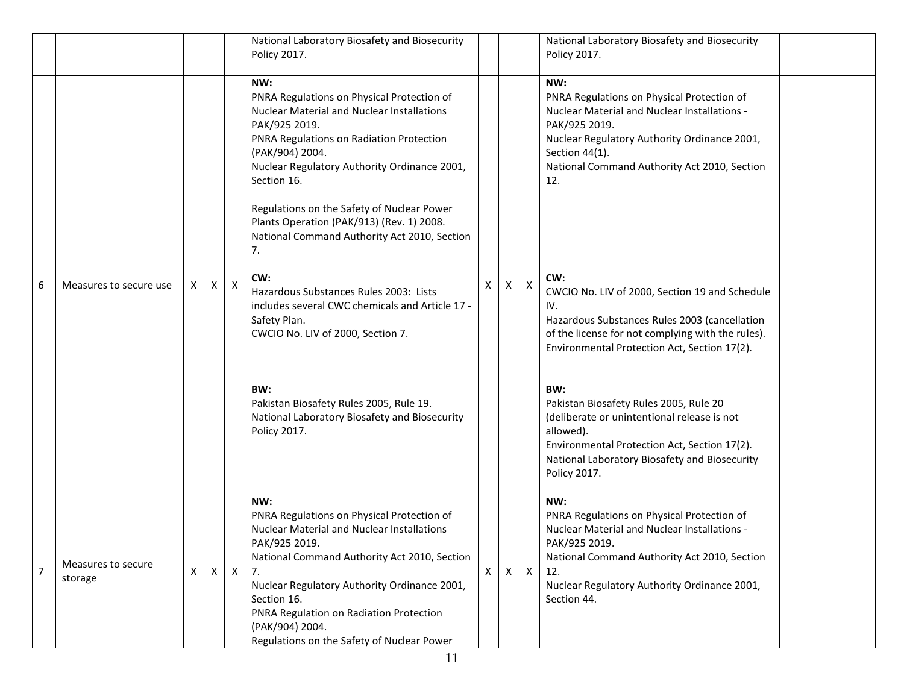| | | | | | | | | | | |
|---|---|---|---|---|---|---|---|---|---|---|
| | | | | | National Laboratory Biosafety and Biosecurity Policy 2017. | | | | National Laboratory Biosafety and Biosecurity Policy 2017. | |
| 6 | Measures to secure use | X | X | X | **NW:**<br>PNRA Regulations on Physical Protection of Nuclear Material and Nuclear Installations PAK/925 2019.<br>PNRA Regulations on Radiation Protection (PAK/904) 2004.<br>Nuclear Regulatory Authority Ordinance 2001, Section 16.<br><br>Regulations on the Safety of Nuclear Power Plants Operation (PAK/913) (Rev. 1) 2008.<br>National Command Authority Act 2010, Section 7.<br><br>**CW:**<br>Hazardous Substances Rules 2003: Lists includes several CWC chemicals and Article 17 - Safety Plan.<br>CWCIO No. LIV of 2000, Section 7.<br><br>**BW:**<br>Pakistan Biosafety Rules 2005, Rule 19.<br>National Laboratory Biosafety and Biosecurity Policy 2017. | X | X | X | **NW:**<br>PNRA Regulations on Physical Protection of Nuclear Material and Nuclear Installations - PAK/925 2019.<br>Nuclear Regulatory Authority Ordinance 2001, Section 44(1).<br>National Command Authority Act 2010, Section 12.<br><br>**CW:**<br>CWCIO No. LIV of 2000, Section 19 and Schedule IV.<br>Hazardous Substances Rules 2003 (cancellation of the license for not complying with the rules).<br>Environmental Protection Act, Section 17(2).<br><br>**BW:**<br>Pakistan Biosafety Rules 2005, Rule 20 (deliberate or unintentional release is not allowed).<br>Environmental Protection Act, Section 17(2).<br>National Laboratory Biosafety and Biosecurity Policy 2017. | |
| 7 | Measures to secure storage | X | X | X | **NW:**<br>PNRA Regulations on Physical Protection of Nuclear Material and Nuclear Installations PAK/925 2019.<br>National Command Authority Act 2010, Section 7.<br>Nuclear Regulatory Authority Ordinance 2001, Section 16.<br>PNRA Regulation on Radiation Protection (PAK/904) 2004.<br>Regulations on the Safety of Nuclear Power | X | X | X | **NW:**<br>PNRA Regulations on Physical Protection of Nuclear Material and Nuclear Installations - PAK/925 2019.<br>National Command Authority Act 2010, Section 12.<br>Nuclear Regulatory Authority Ordinance 2001, Section 44. | |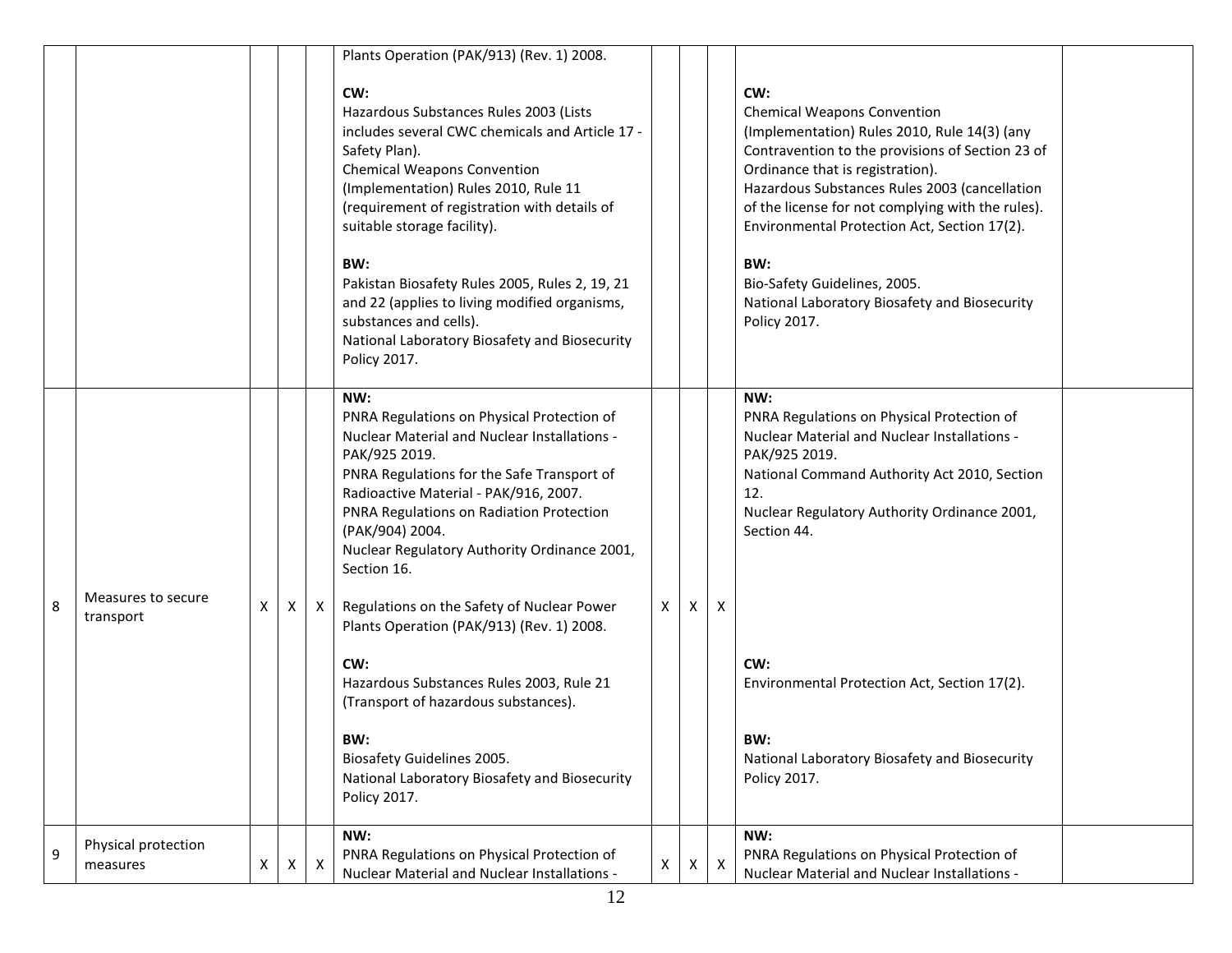| | | | | | | | | | | |
|---|---|---|---|---|---|---|---|---|---|---|
| | | | | | Plants Operation (PAK/913) (Rev. 1) 2008.<br><br>**CW:**<br>Hazardous Substances Rules 2003 (Lists includes several CWC chemicals and Article 17 - Safety Plan).<br>Chemical Weapons Convention (Implementation) Rules 2010, Rule 11 (requirement of registration with details of suitable storage facility).<br><br>**BW:**<br>Pakistan Biosafety Rules 2005, Rules 2, 19, 21 and 22 (applies to living modified organisms, substances and cells).<br>National Laboratory Biosafety and Biosecurity Policy 2017. | | | | **CW:**<br>Chemical Weapons Convention (Implementation) Rules 2010, Rule 14(3) (any Contravention to the provisions of Section 23 of Ordinance that is registration).<br>Hazardous Substances Rules 2003 (cancellation of the license for not complying with the rules).<br>Environmental Protection Act, Section 17(2).<br><br>**BW:**<br>Bio-Safety Guidelines, 2005.<br>National Laboratory Biosafety and Biosecurity Policy 2017. | |
| 8 | Measures to secure transport | X | X | X | **NW:**<br>PNRA Regulations on Physical Protection of Nuclear Material and Nuclear Installations - PAK/925 2019.<br>PNRA Regulations for the Safe Transport of Radioactive Material - PAK/916, 2007.<br>PNRA Regulations on Radiation Protection (PAK/904) 2004.<br>Nuclear Regulatory Authority Ordinance 2001, Section 16.<br><br>Regulations on the Safety of Nuclear Power Plants Operation (PAK/913) (Rev. 1) 2008.<br><br>**CW:**<br>Hazardous Substances Rules 2003, Rule 21 (Transport of hazardous substances).<br><br>**BW:**<br>Biosafety Guidelines 2005.<br>National Laboratory Biosafety and Biosecurity Policy 2017. | X | X | X | **NW:**<br>PNRA Regulations on Physical Protection of Nuclear Material and Nuclear Installations - PAK/925 2019.<br>National Command Authority Act 2010, Section 12.<br>Nuclear Regulatory Authority Ordinance 2001, Section 44.<br><br>**CW:**<br>Environmental Protection Act, Section 17(2).<br><br>**BW:**<br>National Laboratory Biosafety and Biosecurity Policy 2017. | |
| 9 | Physical protection measures | X | X | X | **NW:**<br>PNRA Regulations on Physical Protection of Nuclear Material and Nuclear Installations - | X | X | X | **NW:**<br>PNRA Regulations on Physical Protection of Nuclear Material and Nuclear Installations - | |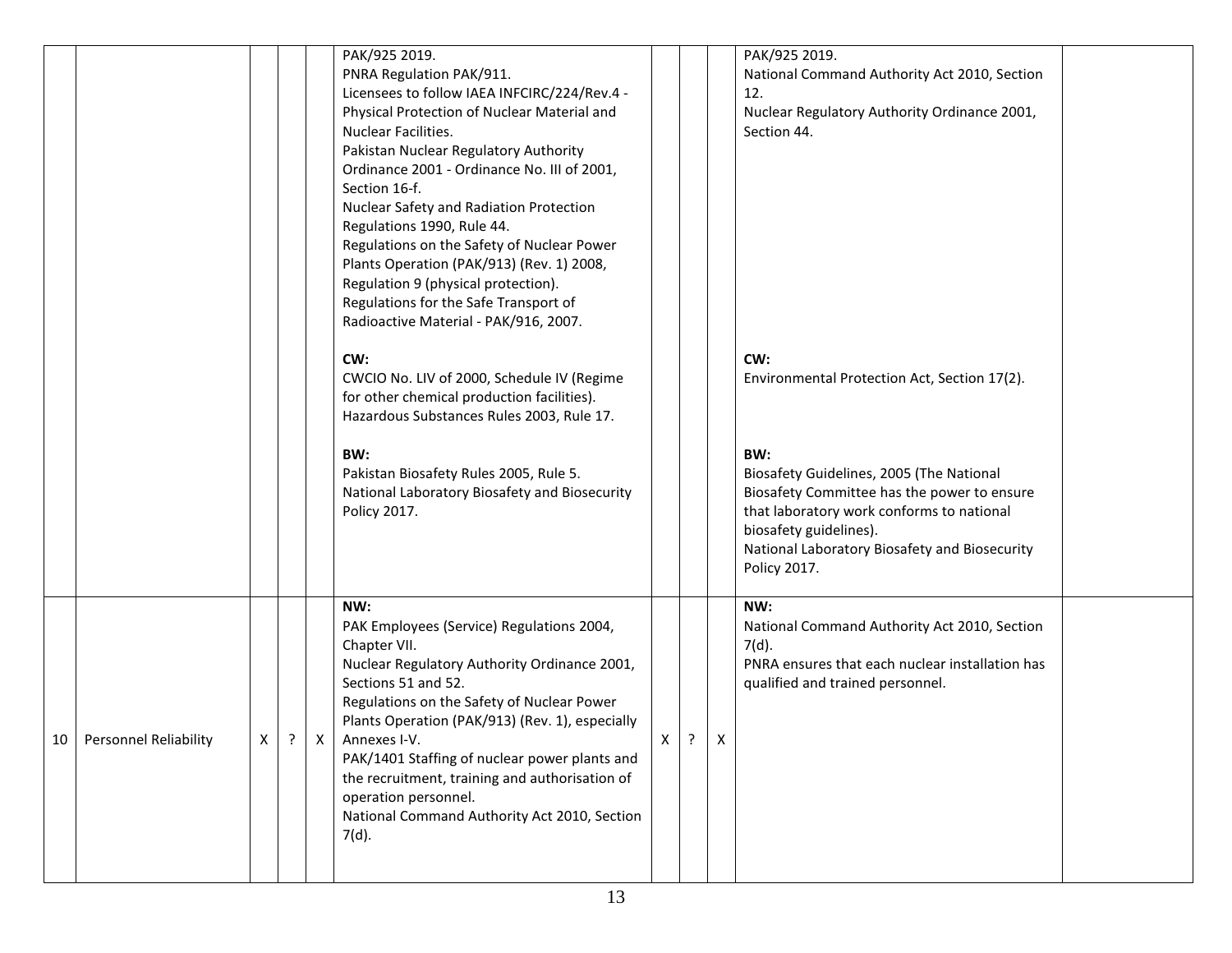| | | | | | | | | | | |
|---|---|---|---|---|---|---|---|---|---|---|
| | | | | | PAK/925 2019.<br>PNRA Regulation PAK/911.<br>Licensees to follow IAEA INFCIRC/224/Rev.4 - Physical Protection of Nuclear Material and Nuclear Facilities.<br>Pakistan Nuclear Regulatory Authority Ordinance 2001 - Ordinance No. III of 2001, Section 16-f.<br>Nuclear Safety and Radiation Protection Regulations 1990, Rule 44.<br>Regulations on the Safety of Nuclear Power Plants Operation (PAK/913) (Rev. 1) 2008, Regulation 9 (physical protection).<br>Regulations for the Safe Transport of Radioactive Material - PAK/916, 2007.<br><br>**CW:**<br>CWCIO No. LIV of 2000, Schedule IV (Regime for other chemical production facilities).<br>Hazardous Substances Rules 2003, Rule 17.<br><br>**BW:**<br>Pakistan Biosafety Rules 2005, Rule 5.<br>National Laboratory Biosafety and Biosecurity Policy 2017. | | | | PAK/925 2019.<br>National Command Authority Act 2010, Section 12.<br>Nuclear Regulatory Authority Ordinance 2001, Section 44.<br><br>**CW:**<br>Environmental Protection Act, Section 17(2).<br><br>**BW:**<br>Biosafety Guidelines, 2005 (The National Biosafety Committee has the power to ensure that laboratory work conforms to national biosafety guidelines).<br>National Laboratory Biosafety and Biosecurity Policy 2017. | |
| 10 | Personnel Reliability | X | ? | X | **NW:**<br>PAK Employees (Service) Regulations 2004, Chapter VII.<br>Nuclear Regulatory Authority Ordinance 2001, Sections 51 and 52.<br>Regulations on the Safety of Nuclear Power Plants Operation (PAK/913) (Rev. 1), especially Annexes I-V.<br>PAK/1401 Staffing of nuclear power plants and the recruitment, training and authorisation of operation personnel.<br>National Command Authority Act 2010, Section 7(d). | X | ? | X | **NW:**<br>National Command Authority Act 2010, Section 7(d).<br>PNRA ensures that each nuclear installation has qualified and trained personnel. | |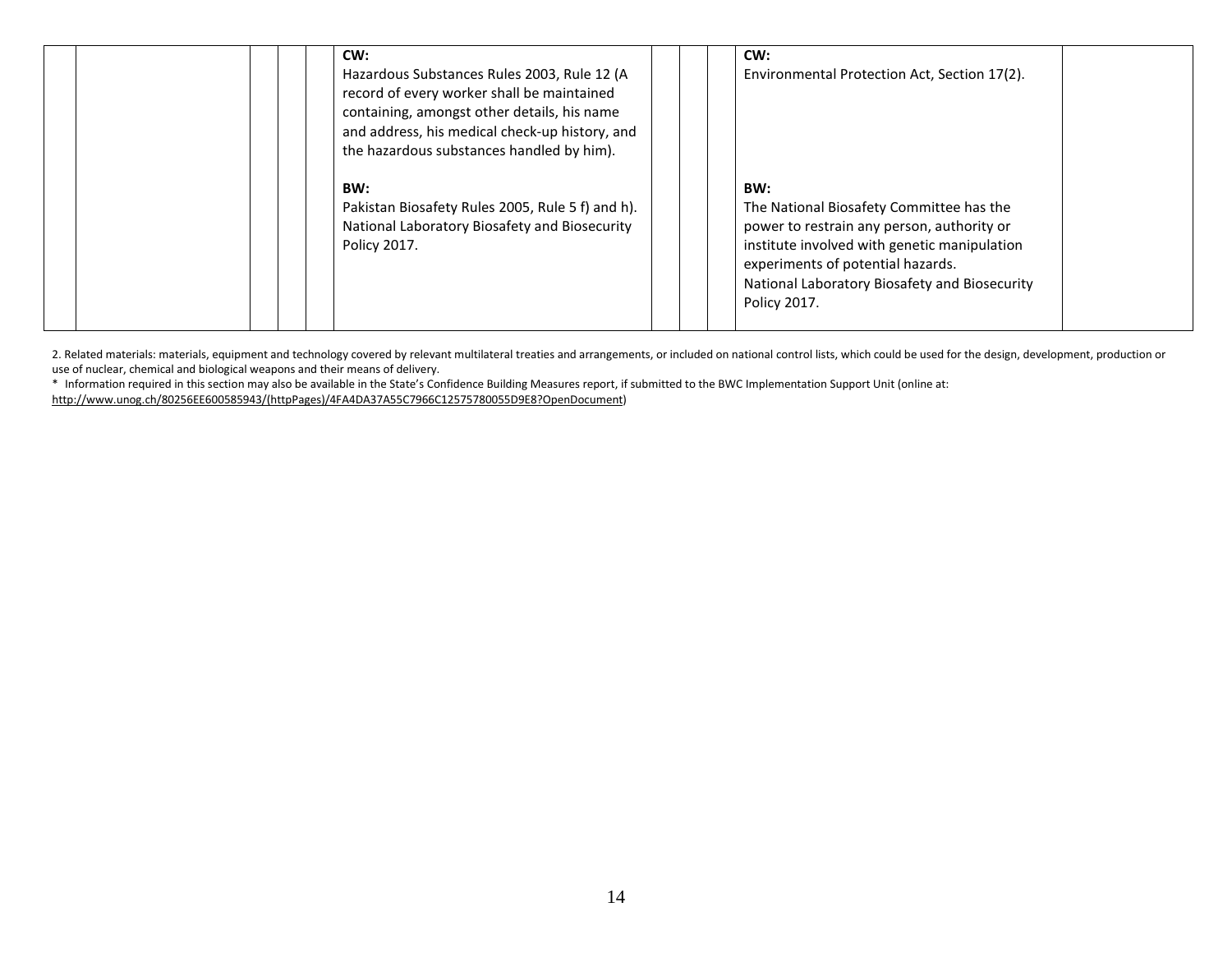| | | | | | CW:<br>Hazardous Substances Rules 2003, Rule 12 (A record of every worker shall be maintained containing, amongst other details, his name and address, his medical check-up history, and the hazardous substances handled by him).<br><br>BW:<br>Pakistan Biosafety Rules 2005, Rule 5 f) and h).<br>National Laboratory Biosafety and Biosecurity Policy 2017. | | | | CW:<br>Environmental Protection Act, Section 17(2).<br><br>BW:<br>The National Biosafety Committee has the power to restrain any person, authority or institute involved with genetic manipulation experiments of potential hazards.<br>National Laboratory Biosafety and Biosecurity Policy 2017. | |
|---|---|---|---|---|---|---|---|---|---|---|

2. Related materials: materials, equipment and technology covered by relevant multilateral treaties and arrangements, or included on national control lists, which could be used for the design, development, production or use of nuclear, chemical and biological weapons and their means of delivery.

* Information required in this section may also be available in the State's Confidence Building Measures report, if submitted to the BWC Implementation Support Unit (online at: http://www.unog.ch/80256EE600585943/(httpPages)/4FA4DA37A55C7966C12575780055D9E8?OpenDocument)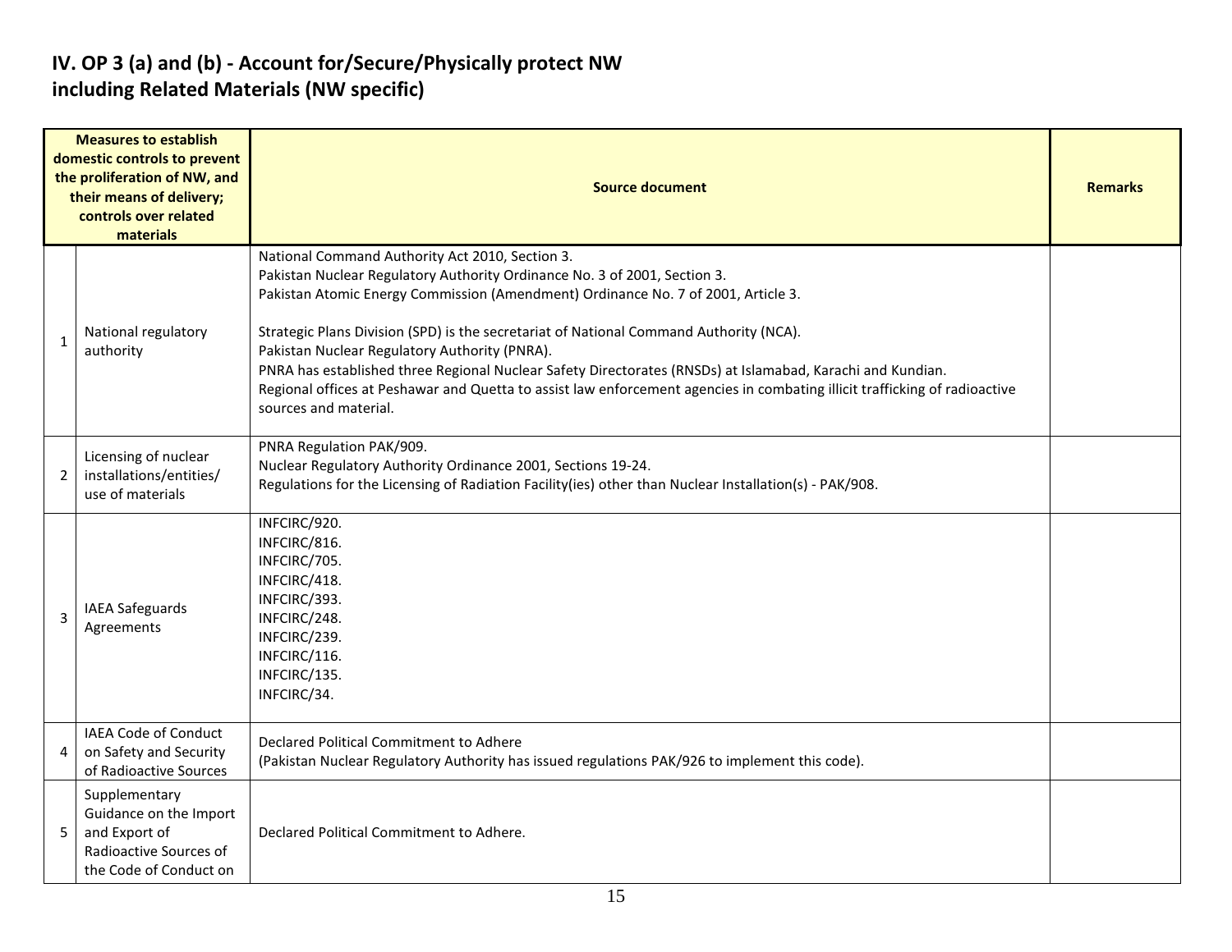# IV. OP 3 (a) and (b) - Account for/Secure/Physically protect NW including Related Materials (NW specific)

| | Measures to establish domestic controls to prevent the proliferation of NW, and their means of delivery; controls over related materials | Source document | Remarks |
|---|---|---|---|
| 1 | National regulatory authority | National Command Authority Act 2010, Section 3.<br>Pakistan Nuclear Regulatory Authority Ordinance No. 3 of 2001, Section 3.<br>Pakistan Atomic Energy Commission (Amendment) Ordinance No. 7 of 2001, Article 3.<br><br>Strategic Plans Division (SPD) is the secretariat of National Command Authority (NCA).<br>Pakistan Nuclear Regulatory Authority (PNRA).<br>PNRA has established three Regional Nuclear Safety Directorates (RNSDs) at Islamabad, Karachi and Kundian.<br>Regional offices at Peshawar and Quetta to assist law enforcement agencies in combating illicit trafficking of radioactive sources and material. | |
| 2 | Licensing of nuclear installations/entities/ use of materials | PNRA Regulation PAK/909.<br>Nuclear Regulatory Authority Ordinance 2001, Sections 19-24.<br>Regulations for the Licensing of Radiation Facility(ies) other than Nuclear Installation(s) - PAK/908. | |
| 3 | IAEA Safeguards Agreements | INFCIRC/920.<br>INFCIRC/816.<br>INFCIRC/705.<br>INFCIRC/418.<br>INFCIRC/393.<br>INFCIRC/248.<br>INFCIRC/239.<br>INFCIRC/116.<br>INFCIRC/135.<br>INFCIRC/34. | |
| 4 | IAEA Code of Conduct on Safety and Security of Radioactive Sources | Declared Political Commitment to Adhere<br>(Pakistan Nuclear Regulatory Authority has issued regulations PAK/926 to implement this code). | |
| 5 | Supplementary Guidance on the Import and Export of Radioactive Sources of the Code of Conduct on | Declared Political Commitment to Adhere. | |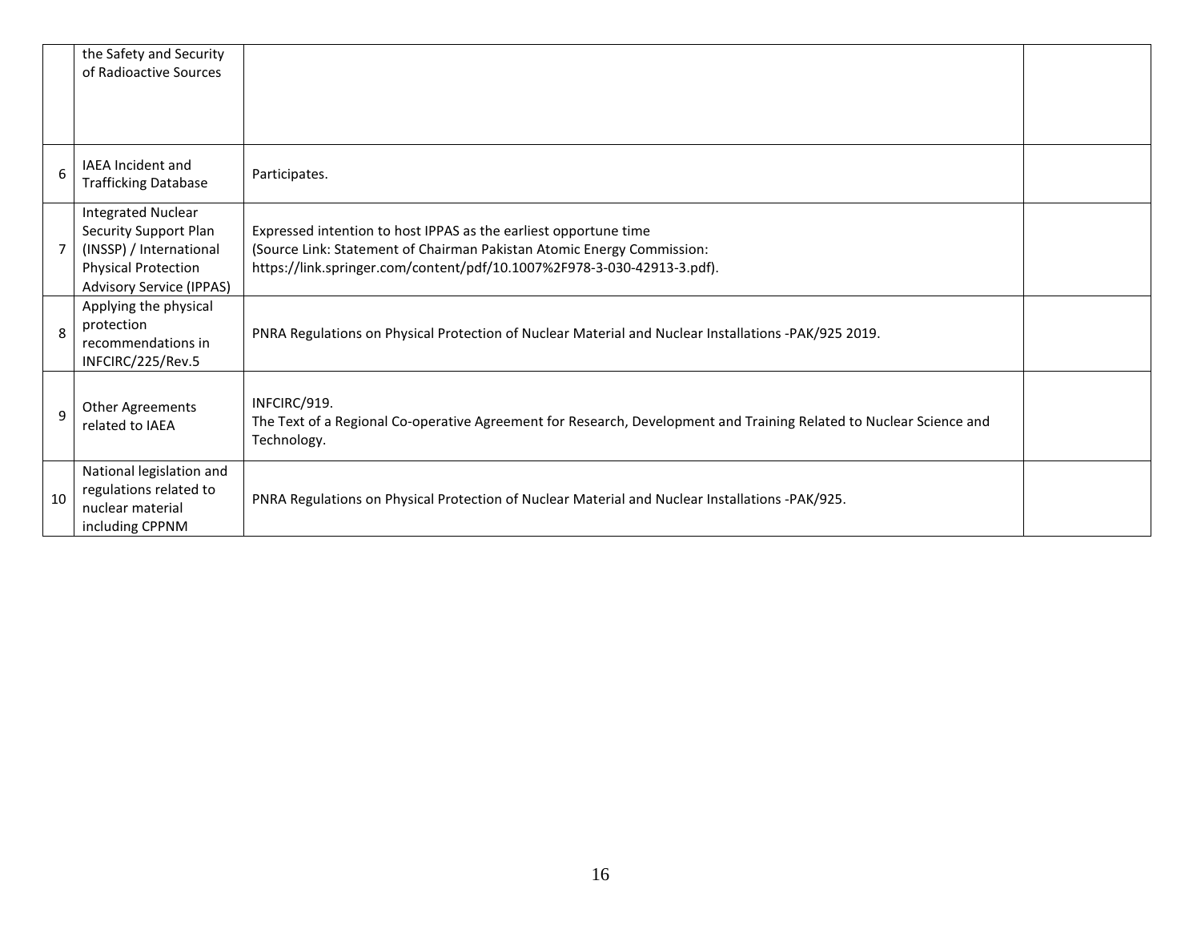|  |  |  |  |
|---|---|---|---|
|  | the Safety and Security of Radioactive Sources |  |  |
| 6 | IAEA Incident and Trafficking Database | Participates. |  |
| 7 | Integrated Nuclear Security Support Plan (INSSP) / International Physical Protection Advisory Service (IPPAS) | Expressed intention to host IPPAS as the earliest opportune time<br>(Source Link: Statement of Chairman Pakistan Atomic Energy Commission:<br>https://link.springer.com/content/pdf/10.1007%2F978-3-030-42913-3.pdf). |  |
| 8 | Applying the physical protection recommendations in INFCIRC/225/Rev.5 | PNRA Regulations on Physical Protection of Nuclear Material and Nuclear Installations -PAK/925 2019. |  |
| 9 | Other Agreements related to IAEA | INFCIRC/919.<br>The Text of a Regional Co-operative Agreement for Research, Development and Training Related to Nuclear Science and Technology. |  |
| 10 | National legislation and regulations related to nuclear material including CPPNM | PNRA Regulations on Physical Protection of Nuclear Material and Nuclear Installations -PAK/925. |  |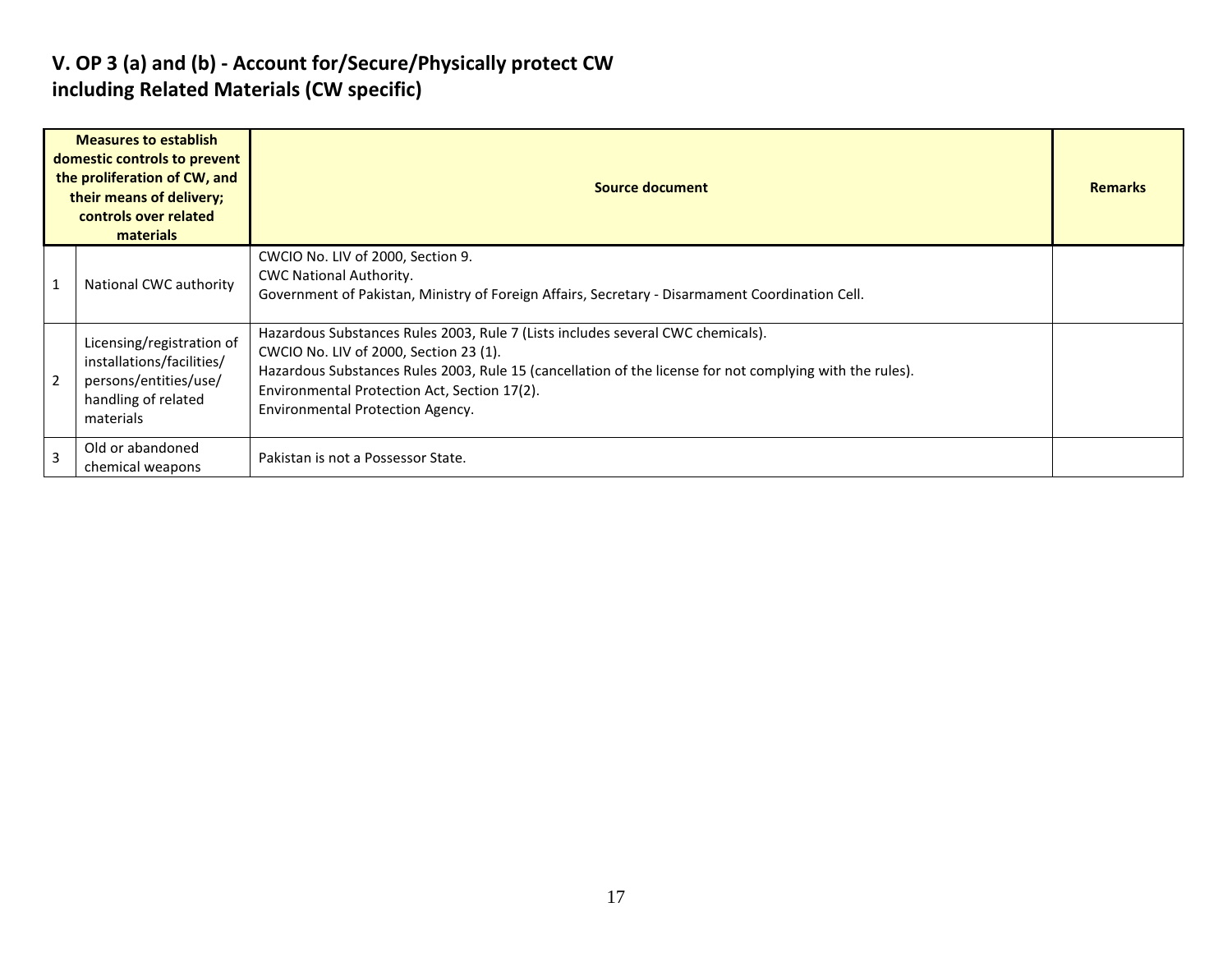## V. OP 3 (a) and (b) - Account for/Secure/Physically protect CW including Related Materials (CW specific)

| | Measures to establish domestic controls to prevent the proliferation of CW, and their means of delivery; controls over related materials | Source document | Remarks |
|---|---|---|---|
| 1 | National CWC authority | CWCIO No. LIV of 2000, Section 9.<br>CWC National Authority.<br>Government of Pakistan, Ministry of Foreign Affairs, Secretary - Disarmament Coordination Cell. | |
| 2 | Licensing/registration of installations/facilities/ persons/entities/use/ handling of related materials | Hazardous Substances Rules 2003, Rule 7 (Lists includes several CWC chemicals).<br>CWCIO No. LIV of 2000, Section 23 (1).<br>Hazardous Substances Rules 2003, Rule 15 (cancellation of the license for not complying with the rules).<br>Environmental Protection Act, Section 17(2).<br>Environmental Protection Agency. | |
| 3 | Old or abandoned chemical weapons | Pakistan is not a Possessor State. | |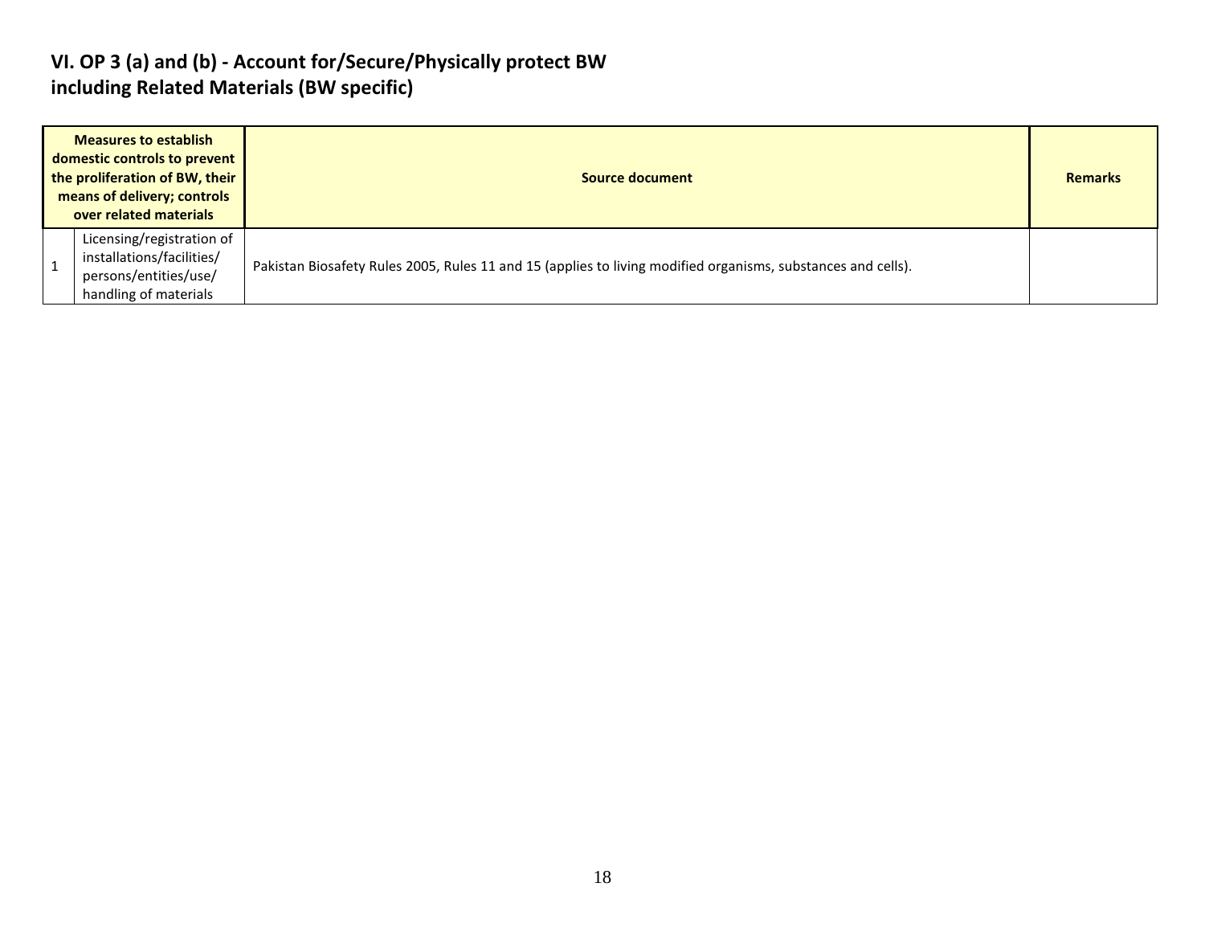## VI. OP 3 (a) and (b) - Account for/Secure/Physically protect BW including Related Materials (BW specific)

| | Measures to establish domestic controls to prevent the proliferation of BW, their means of delivery; controls over related materials | Source document | Remarks |
|---|---|---|---|
| 1 | Licensing/registration of installations/facilities/ persons/entities/use/ handling of materials | Pakistan Biosafety Rules 2005, Rules 11 and 15 (applies to living modified organisms, substances and cells). | |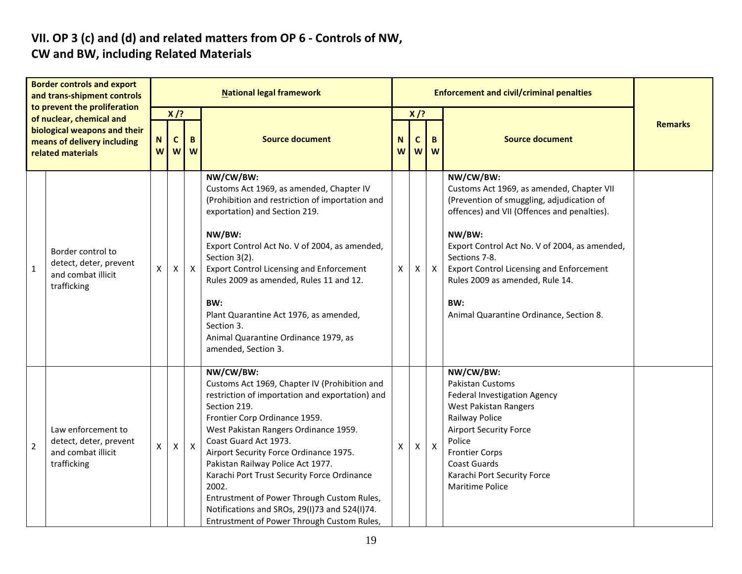## VII. OP 3 (c) and (d) and related matters from OP 6 - Controls of NW, CW and BW, including Related Materials

| | Border controls and export and trans-shipment controls to prevent the proliferation of nuclear, chemical and biological weapons and their means of delivery including related materials | National legal framework | | | | Enforcement and civil/criminal penalties | | | | Remarks |
|---|---|---|---|---|---|---|---|---|---|---|
| | | X /? | | | Source document | X /? | | | Source document | |
| | | NW | CW | BW | | NW | CW | BW | | |
| 1 | Border control to detect, deter, prevent and combat illicit trafficking | X | X | X | **NW/CW/BW:**<br>Customs Act 1969, as amended, Chapter IV (Prohibition and restriction of importation and exportation) and Section 219.<br><br>**NW/BW:**<br>Export Control Act No. V of 2004, as amended, Section 3(2).<br>Export Control Licensing and Enforcement Rules 2009 as amended, Rules 11 and 12.<br><br>**BW:**<br>Plant Quarantine Act 1976, as amended, Section 3.<br>Animal Quarantine Ordinance 1979, as amended, Section 3. | X | X | X | **NW/CW/BW:**<br>Customs Act 1969, as amended, Chapter VII (Prevention of smuggling, adjudication of offences) and VII (Offences and penalties).<br><br>**NW/BW:**<br>Export Control Act No. V of 2004, as amended, Sections 7-8.<br>Export Control Licensing and Enforcement Rules 2009 as amended, Rule 14.<br><br>**BW:**<br>Animal Quarantine Ordinance, Section 8. | |
| 2 | Law enforcement to detect, deter, prevent and combat illicit trafficking | X | X | X | **NW/CW/BW:**<br>Customs Act 1969, Chapter IV (Prohibition and restriction of importation and exportation) and Section 219.<br>Frontier Corp Ordinance 1959.<br>West Pakistan Rangers Ordinance 1959.<br>Coast Guard Act 1973.<br>Airport Security Force Ordinance 1975.<br>Pakistan Railway Police Act 1977.<br>Karachi Port Trust Security Force Ordinance 2002.<br>Entrustment of Power Through Custom Rules, Notifications and SROs, 29(I)73 and 524(I)74.<br>Entrustment of Power Through Custom Rules, | X | X | X | **NW/CW/BW:**<br>Pakistan Customs<br>Federal Investigation Agency<br>West Pakistan Rangers<br>Railway Police<br>Airport Security Force<br>Police<br>Frontier Corps<br>Coast Guards<br>Karachi Port Security Force<br>Maritime Police | |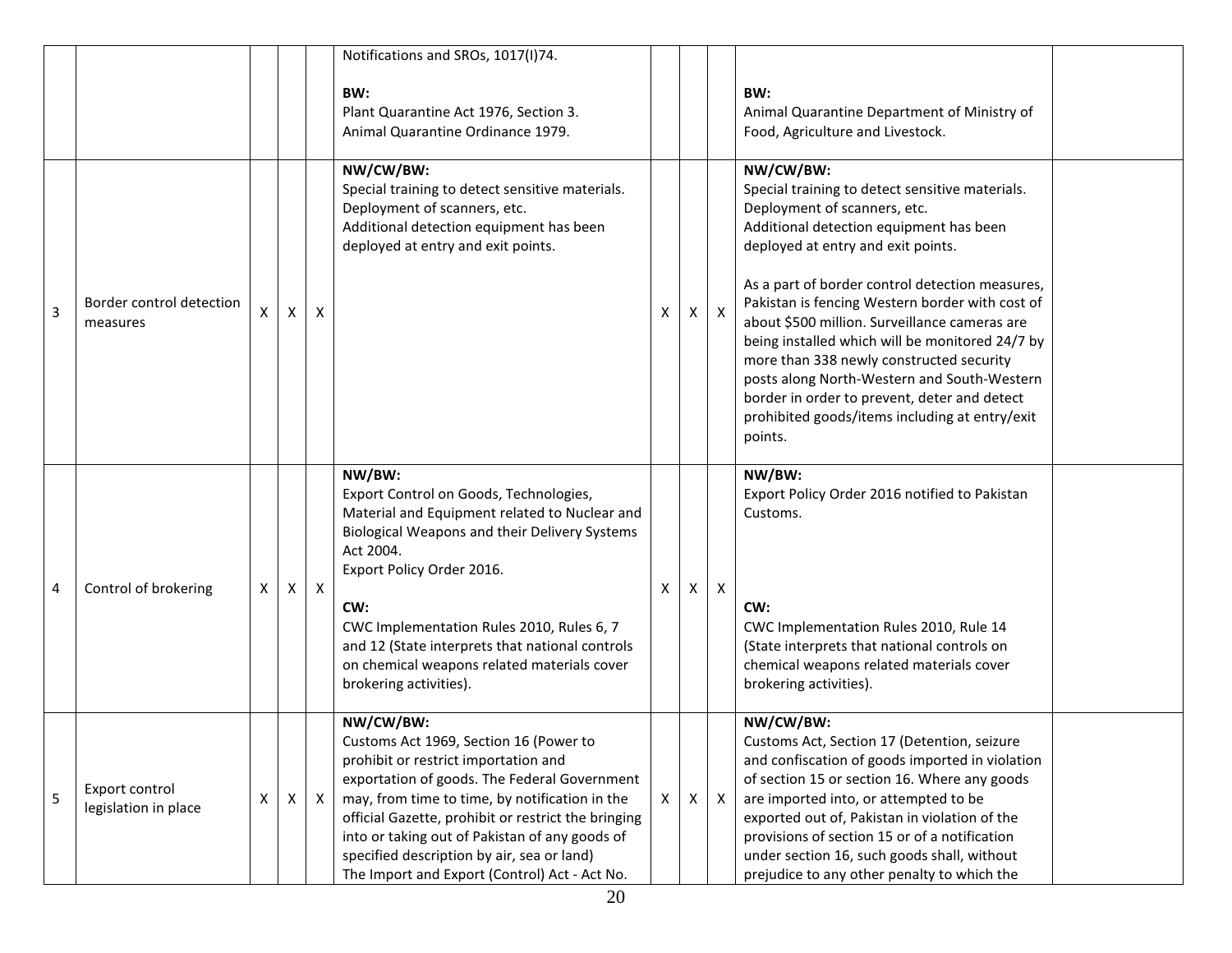|  |  |  |  |  |  |  |  |  |  |  |
|---|---|---|---|---|---|---|---|---|---|---|
|  |  |  |  |  | Notifications and SROs, 1017(I)74.<br><br>**BW:**<br>Plant Quarantine Act 1976, Section 3.<br>Animal Quarantine Ordinance 1979. |  |  |  | **BW:**<br>Animal Quarantine Department of Ministry of Food, Agriculture and Livestock. |  |
| 3 | Border control detection measures | X | X | X | **NW/CW/BW:**<br>Special training to detect sensitive materials.<br>Deployment of scanners, etc.<br>Additional detection equipment has been deployed at entry and exit points. | X | X | X | **NW/CW/BW:**<br>Special training to detect sensitive materials.<br>Deployment of scanners, etc.<br>Additional detection equipment has been deployed at entry and exit points.<br><br>As a part of border control detection measures, Pakistan is fencing Western border with cost of about $500 million. Surveillance cameras are being installed which will be monitored 24/7 by more than 338 newly constructed security posts along North-Western and South-Western border in order to prevent, deter and detect prohibited goods/items including at entry/exit points. |  |
| 4 | Control of brokering | X | X | X | **NW/BW:**<br>Export Control on Goods, Technologies, Material and Equipment related to Nuclear and Biological Weapons and their Delivery Systems Act 2004.<br>Export Policy Order 2016.<br><br>**CW:**<br>CWC Implementation Rules 2010, Rules 6, 7 and 12 (State interprets that national controls on chemical weapons related materials cover brokering activities). | X | X | X | **NW/BW:**<br>Export Policy Order 2016 notified to Pakistan Customs.<br><br>**CW:**<br>CWC Implementation Rules 2010, Rule 14 (State interprets that national controls on chemical weapons related materials cover brokering activities). |  |
| 5 | Export control legislation in place | X | X | X | **NW/CW/BW:**<br>Customs Act 1969, Section 16 (Power to prohibit or restrict importation and exportation of goods. The Federal Government may, from time to time, by notification in the official Gazette, prohibit or restrict the bringing into or taking out of Pakistan of any goods of specified description by air, sea or land)<br>The Import and Export (Control) Act - Act No. | X | X | X | **NW/CW/BW:**<br>Customs Act, Section 17 (Detention, seizure and confiscation of goods imported in violation of section 15 or section 16. Where any goods are imported into, or attempted to be exported out of, Pakistan in violation of the provisions of section 15 or of a notification under section 16, such goods shall, without prejudice to any other penalty to which the |  |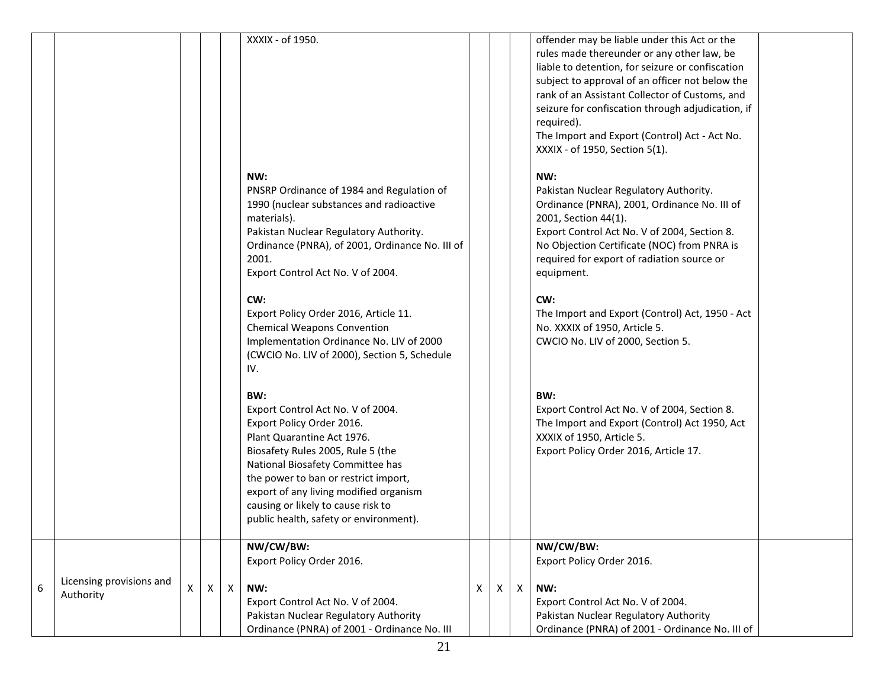| | | | | | | | | | | |
|---|---|---|---|---|---|---|---|---|---|---|
| | | | | | XXXIX - of 1950.<br><br>**NW:**<br>PNSRP Ordinance of 1984 and Regulation of 1990 (nuclear substances and radioactive materials).<br>Pakistan Nuclear Regulatory Authority. Ordinance (PNRA), of 2001, Ordinance No. III of 2001.<br>Export Control Act No. V of 2004.<br><br>**CW:**<br>Export Policy Order 2016, Article 11.<br>Chemical Weapons Convention Implementation Ordinance No. LIV of 2000 (CWCIO No. LIV of 2000), Section 5, Schedule IV.<br><br>**BW:**<br>Export Control Act No. V of 2004.<br>Export Policy Order 2016.<br>Plant Quarantine Act 1976.<br>Biosafety Rules 2005, Rule 5 (the National Biosafety Committee has the power to ban or restrict import, export of any living modified organism causing or likely to cause risk to public health, safety or environment). | | | | offender may be liable under this Act or the rules made thereunder or any other law, be liable to detention, for seizure or confiscation subject to approval of an officer not below the rank of an Assistant Collector of Customs, and seizure for confiscation through adjudication, if required).<br>The Import and Export (Control) Act - Act No. XXXIX - of 1950, Section 5(1).<br><br>**NW:**<br>Pakistan Nuclear Regulatory Authority. Ordinance (PNRA), 2001, Ordinance No. III of 2001, Section 44(1).<br>Export Control Act No. V of 2004, Section 8.<br>No Objection Certificate (NOC) from PNRA is required for export of radiation source or equipment.<br><br>**CW:**<br>The Import and Export (Control) Act, 1950 - Act No. XXXIX of 1950, Article 5.<br>CWCIO No. LIV of 2000, Section 5.<br><br>**BW:**<br>Export Control Act No. V of 2004, Section 8.<br>The Import and Export (Control) Act 1950, Act XXXIX of 1950, Article 5.<br>Export Policy Order 2016, Article 17. | |
| 6 | Licensing provisions and Authority | X | X | X | **NW/CW/BW:**<br>Export Policy Order 2016.<br><br>**NW:**<br>Export Control Act No. V of 2004.<br>Pakistan Nuclear Regulatory Authority Ordinance (PNRA) of 2001 - Ordinance No. III | X | X | X | **NW/CW/BW:**<br>Export Policy Order 2016.<br><br>**NW:**<br>Export Control Act No. V of 2004.<br>Pakistan Nuclear Regulatory Authority Ordinance (PNRA) of 2001 - Ordinance No. III of | |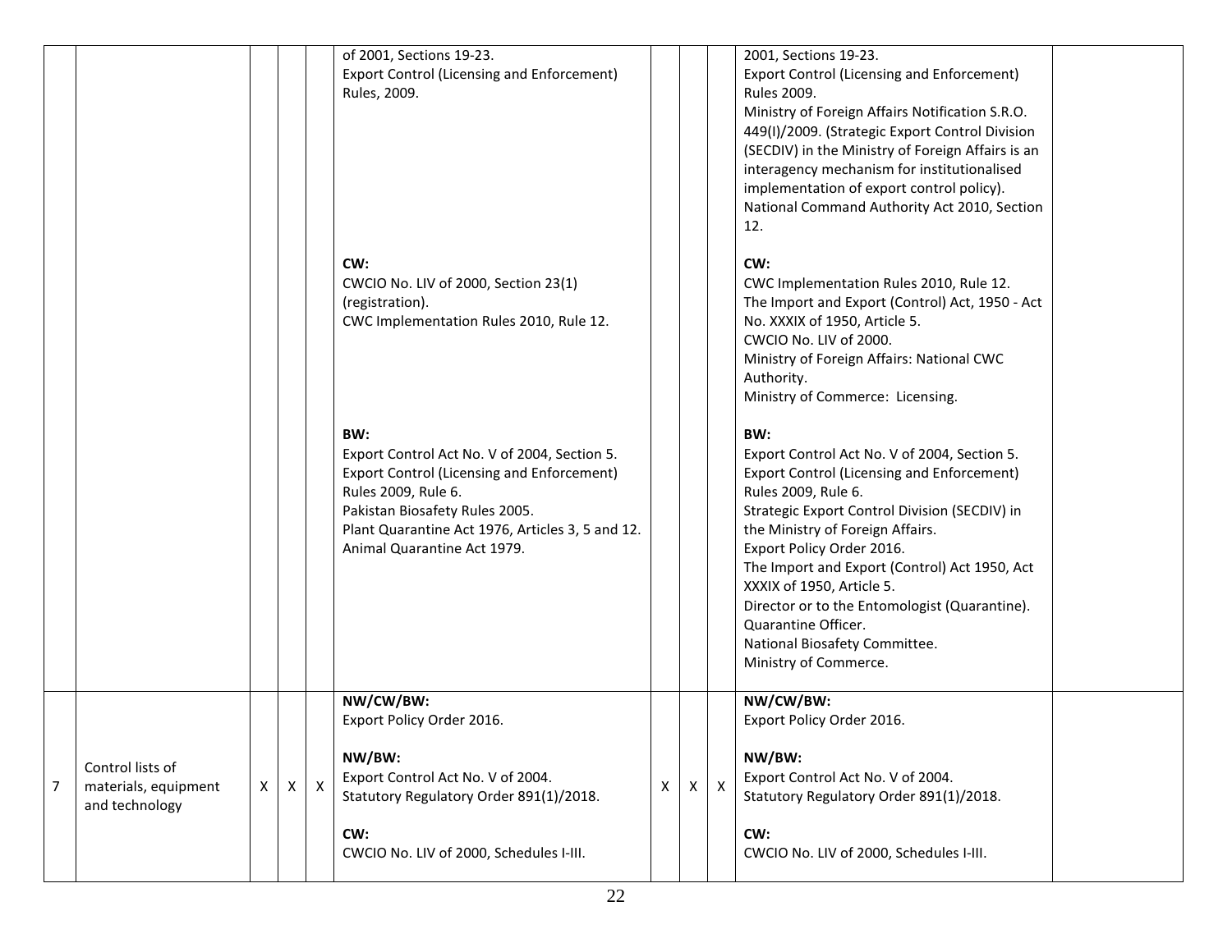| | | | | | | | | | | |
|---|---|---|---|---|---|---|---|---|---|---|
| | | | | | of 2001, Sections 19-23.<br>Export Control (Licensing and Enforcement) Rules, 2009.<br><br>**CW:**<br>CWCIO No. LIV of 2000, Section 23(1) (registration).<br>CWC Implementation Rules 2010, Rule 12.<br><br>**BW:**<br>Export Control Act No. V of 2004, Section 5.<br>Export Control (Licensing and Enforcement) Rules 2009, Rule 6.<br>Pakistan Biosafety Rules 2005.<br>Plant Quarantine Act 1976, Articles 3, 5 and 12.<br>Animal Quarantine Act 1979. | | | | 2001, Sections 19-23.<br>Export Control (Licensing and Enforcement) Rules 2009.<br>Ministry of Foreign Affairs Notification S.R.O. 449(I)/2009. (Strategic Export Control Division (SECDIV) in the Ministry of Foreign Affairs is an interagency mechanism for institutionalised implementation of export control policy).<br>National Command Authority Act 2010, Section 12.<br><br>**CW:**<br>CWC Implementation Rules 2010, Rule 12.<br>The Import and Export (Control) Act, 1950 - Act No. XXXIX of 1950, Article 5.<br>CWCIO No. LIV of 2000.<br>Ministry of Foreign Affairs: National CWC Authority.<br>Ministry of Commerce: Licensing.<br><br>**BW:**<br>Export Control Act No. V of 2004, Section 5.<br>Export Control (Licensing and Enforcement) Rules 2009, Rule 6.<br>Strategic Export Control Division (SECDIV) in the Ministry of Foreign Affairs.<br>Export Policy Order 2016.<br>The Import and Export (Control) Act 1950, Act XXXIX of 1950, Article 5.<br>Director or to the Entomologist (Quarantine).<br>Quarantine Officer.<br>National Biosafety Committee.<br>Ministry of Commerce. | |
| 7 | Control lists of materials, equipment and technology | X | X | X | **NW/CW/BW:**<br>Export Policy Order 2016.<br><br>**NW/BW:**<br>Export Control Act No. V of 2004.<br>Statutory Regulatory Order 891(1)/2018.<br><br>**CW:**<br>CWCIO No. LIV of 2000, Schedules I-III. | X | X | X | **NW/CW/BW:**<br>Export Policy Order 2016.<br><br>**NW/BW:**<br>Export Control Act No. V of 2004.<br>Statutory Regulatory Order 891(1)/2018.<br><br>**CW:**<br>CWCIO No. LIV of 2000, Schedules I-III. | |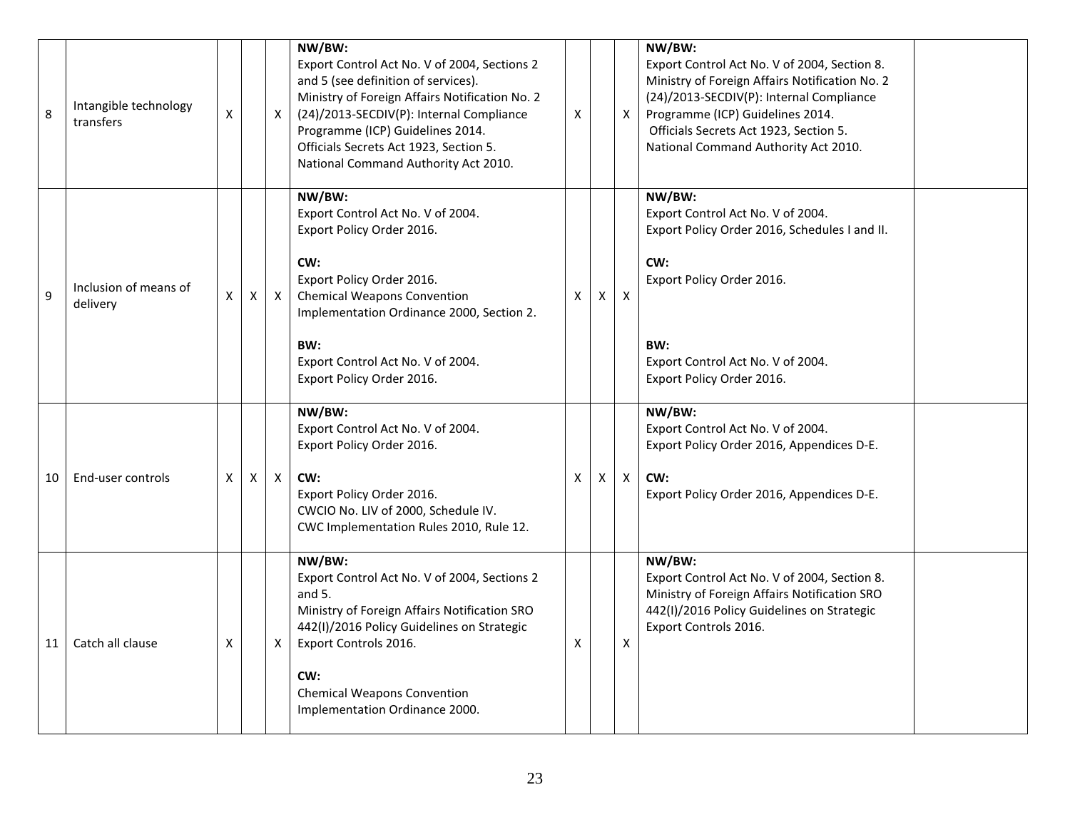| 8 | Intangible technology transfers | X | | X | **NW/BW:**<br>Export Control Act No. V of 2004, Sections 2 and 5 (see definition of services).<br>Ministry of Foreign Affairs Notification No. 2 (24)/2013-SECDIV(P): Internal Compliance Programme (ICP) Guidelines 2014.<br>Officials Secrets Act 1923, Section 5.<br>National Command Authority Act 2010. | X | | X | **NW/BW:**<br>Export Control Act No. V of 2004, Section 8.<br>Ministry of Foreign Affairs Notification No. 2 (24)/2013-SECDIV(P): Internal Compliance Programme (ICP) Guidelines 2014.<br>Officials Secrets Act 1923, Section 5.<br>National Command Authority Act 2010. | |
|---|---|---|---|---|---|---|---|---|---|---|
| 9 | Inclusion of means of delivery | X | X | X | **NW/BW:**<br>Export Control Act No. V of 2004.<br>Export Policy Order 2016.<br><br>**CW:**<br>Export Policy Order 2016.<br>Chemical Weapons Convention Implementation Ordinance 2000, Section 2.<br><br>**BW:**<br>Export Control Act No. V of 2004.<br>Export Policy Order 2016. | X | X | X | **NW/BW:**<br>Export Control Act No. V of 2004.<br>Export Policy Order 2016, Schedules I and II.<br><br>**CW:**<br>Export Policy Order 2016.<br><br>**BW:**<br>Export Control Act No. V of 2004.<br>Export Policy Order 2016. | |
| 10 | End-user controls | X | X | X | **NW/BW:**<br>Export Control Act No. V of 2004.<br>Export Policy Order 2016.<br><br>**CW:**<br>Export Policy Order 2016.<br>CWCIO No. LIV of 2000, Schedule IV.<br>CWC Implementation Rules 2010, Rule 12. | X | X | X | **NW/BW:**<br>Export Control Act No. V of 2004.<br>Export Policy Order 2016, Appendices D-E.<br><br>**CW:**<br>Export Policy Order 2016, Appendices D-E. | |
| 11 | Catch all clause | X | | X | **NW/BW:**<br>Export Control Act No. V of 2004, Sections 2 and 5.<br>Ministry of Foreign Affairs Notification SRO 442(I)/2016 Policy Guidelines on Strategic Export Controls 2016.<br><br>**CW:**<br>Chemical Weapons Convention Implementation Ordinance 2000. | X | | X | **NW/BW:**<br>Export Control Act No. V of 2004, Section 8.<br>Ministry of Foreign Affairs Notification SRO 442(I)/2016 Policy Guidelines on Strategic Export Controls 2016. | |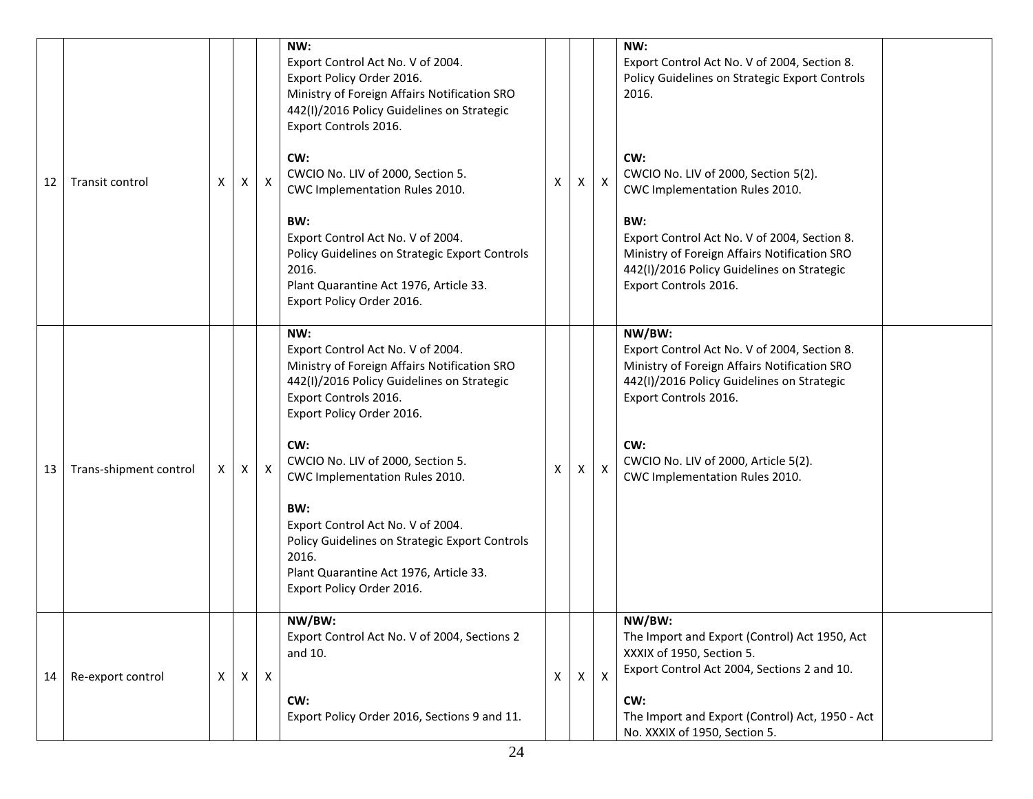| 12 | Transit control | X | X | X | **NW:**<br>Export Control Act No. V of 2004.<br>Export Policy Order 2016.<br>Ministry of Foreign Affairs Notification SRO 442(I)/2016 Policy Guidelines on Strategic Export Controls 2016.<br><br>**CW:**<br>CWCIO No. LIV of 2000, Section 5.<br>CWC Implementation Rules 2010.<br><br>**BW:**<br>Export Control Act No. V of 2004.<br>Policy Guidelines on Strategic Export Controls 2016.<br>Plant Quarantine Act 1976, Article 33.<br>Export Policy Order 2016. | X | X | X | **NW:**<br>Export Control Act No. V of 2004, Section 8.<br>Policy Guidelines on Strategic Export Controls 2016.<br><br>**CW:**<br>CWCIO No. LIV of 2000, Section 5(2).<br>CWC Implementation Rules 2010.<br><br>**BW:**<br>Export Control Act No. V of 2004, Section 8.<br>Ministry of Foreign Affairs Notification SRO 442(I)/2016 Policy Guidelines on Strategic Export Controls 2016. | |
|---|---|---|---|---|---|---|---|---|---|---|
| 13 | Trans-shipment control | X | X | X | **NW:**<br>Export Control Act No. V of 2004.<br>Ministry of Foreign Affairs Notification SRO 442(I)/2016 Policy Guidelines on Strategic Export Controls 2016.<br>Export Policy Order 2016.<br><br>**CW:**<br>CWCIO No. LIV of 2000, Section 5.<br>CWC Implementation Rules 2010.<br><br>**BW:**<br>Export Control Act No. V of 2004.<br>Policy Guidelines on Strategic Export Controls 2016.<br>Plant Quarantine Act 1976, Article 33.<br>Export Policy Order 2016. | X | X | X | **NW/BW:**<br>Export Control Act No. V of 2004, Section 8.<br>Ministry of Foreign Affairs Notification SRO 442(I)/2016 Policy Guidelines on Strategic Export Controls 2016.<br><br>**CW:**<br>CWCIO No. LIV of 2000, Article 5(2).<br>CWC Implementation Rules 2010. | |
| 14 | Re-export control | X | X | X | **NW/BW:**<br>Export Control Act No. V of 2004, Sections 2 and 10.<br><br>**CW:**<br>Export Policy Order 2016, Sections 9 and 11. | X | X | X | **NW/BW:**<br>The Import and Export (Control) Act 1950, Act XXXIX of 1950, Section 5.<br>Export Control Act 2004, Sections 2 and 10.<br><br>**CW:**<br>The Import and Export (Control) Act, 1950 - Act No. XXXIX of 1950, Section 5. | |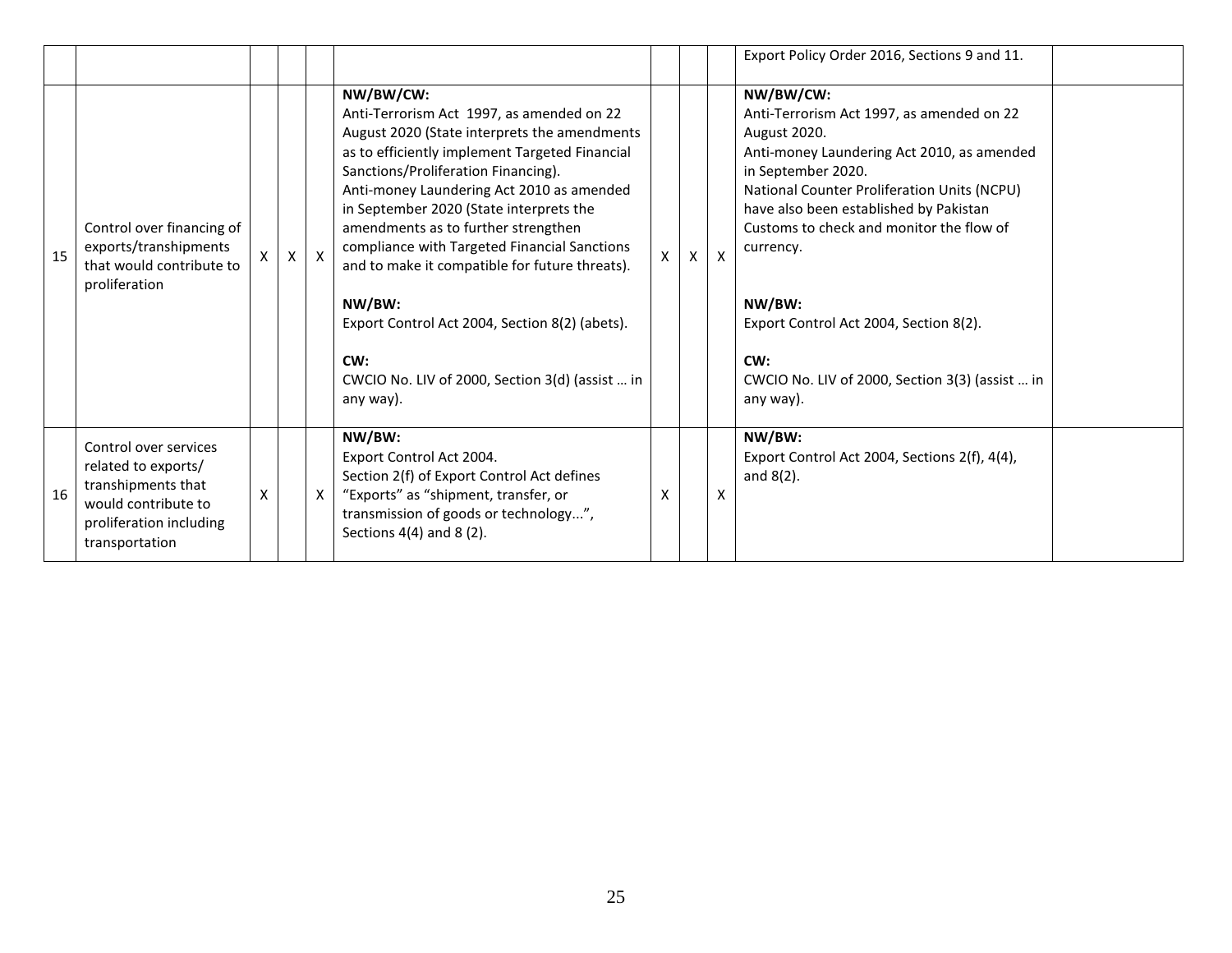| | | | | | | | | | | |
|---|---|---|---|---|---|---|---|---|---|---|
| | | | | | | | | | Export Policy Order 2016, Sections 9 and 11. | |
| 15 | Control over financing of exports/transhipments that would contribute to proliferation | X | X | X | **NW/BW/CW:**<br>Anti-Terrorism Act 1997, as amended on 22 August 2020 (State interprets the amendments as to efficiently implement Targeted Financial Sanctions/Proliferation Financing).<br>Anti-money Laundering Act 2010 as amended in September 2020 (State interprets the amendments as to further strengthen compliance with Targeted Financial Sanctions and to make it compatible for future threats).<br><br>**NW/BW:**<br>Export Control Act 2004, Section 8(2) (abets).<br><br>**CW:**<br>CWCIO No. LIV of 2000, Section 3(d) (assist … in any way). | X | X | X | **NW/BW/CW:**<br>Anti-Terrorism Act 1997, as amended on 22 August 2020.<br>Anti-money Laundering Act 2010, as amended in September 2020.<br>National Counter Proliferation Units (NCPU) have also been established by Pakistan Customs to check and monitor the flow of currency.<br><br>**NW/BW:**<br>Export Control Act 2004, Section 8(2).<br><br>**CW:**<br>CWCIO No. LIV of 2000, Section 3(3) (assist … in any way). | |
| 16 | Control over services related to exports/ transhipments that would contribute to proliferation including transportation | X | | X | **NW/BW:**<br>Export Control Act 2004.<br>Section 2(f) of Export Control Act defines "Exports" as "shipment, transfer, or transmission of goods or technology...", Sections 4(4) and 8 (2). | X | | X | **NW/BW:**<br>Export Control Act 2004, Sections 2(f), 4(4), and 8(2). | |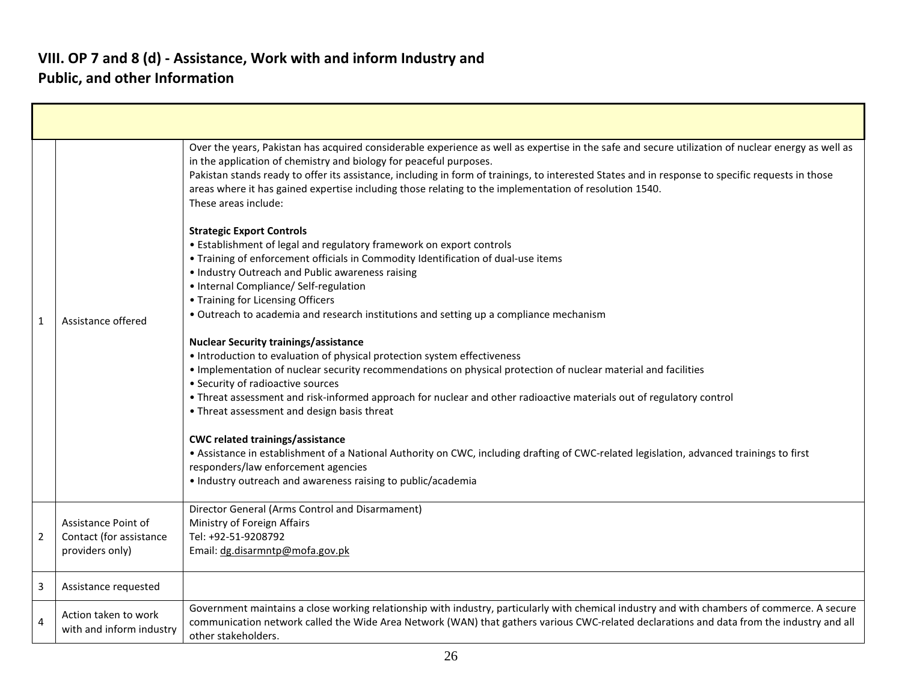## VIII. OP 7 and 8 (d) - Assistance, Work with and inform Industry and Public, and other Information

| | | |
|---|---|---|
| 1 | Assistance offered | Over the years, Pakistan has acquired considerable experience as well as expertise in the safe and secure utilization of nuclear energy as well as in the application of chemistry and biology for peaceful purposes.<br>Pakistan stands ready to offer its assistance, including in form of trainings, to interested States and in response to specific requests in those areas where it has gained expertise including those relating to the implementation of resolution 1540.<br>These areas include:<br><br>**Strategic Export Controls**<br>• Establishment of legal and regulatory framework on export controls<br>• Training of enforcement officials in Commodity Identification of dual-use items<br>• Industry Outreach and Public awareness raising<br>• Internal Compliance/ Self-regulation<br>• Training for Licensing Officers<br>• Outreach to academia and research institutions and setting up a compliance mechanism<br><br>**Nuclear Security trainings/assistance**<br>• Introduction to evaluation of physical protection system effectiveness<br>• Implementation of nuclear security recommendations on physical protection of nuclear material and facilities<br>• Security of radioactive sources<br>• Threat assessment and risk-informed approach for nuclear and other radioactive materials out of regulatory control<br>• Threat assessment and design basis threat<br><br>**CWC related trainings/assistance**<br>• Assistance in establishment of a National Authority on CWC, including drafting of CWC-related legislation, advanced trainings to first responders/law enforcement agencies<br>• Industry outreach and awareness raising to public/academia |
| 2 | Assistance Point of Contact (for assistance providers only) | Director General (Arms Control and Disarmament)<br>Ministry of Foreign Affairs<br>Tel: +92-51-9208792<br>Email: dg.disarmntp@mofa.gov.pk |
| 3 | Assistance requested | |
| 4 | Action taken to work with and inform industry | Government maintains a close working relationship with industry, particularly with chemical industry and with chambers of commerce. A secure communication network called the Wide Area Network (WAN) that gathers various CWC-related declarations and data from the industry and all other stakeholders. |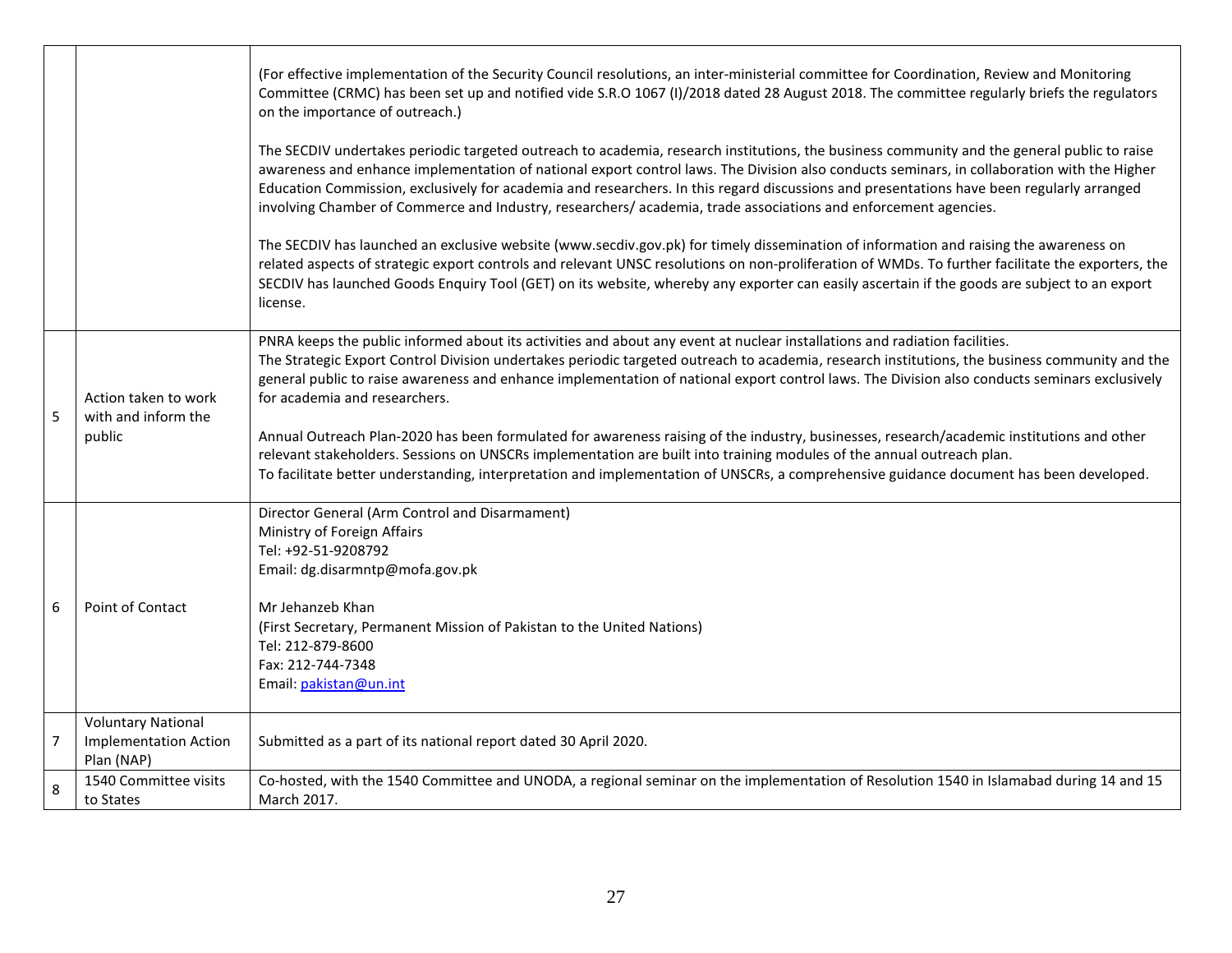| | | |
|---|---|---|
| | | (For effective implementation of the Security Council resolutions, an inter-ministerial committee for Coordination, Review and Monitoring Committee (CRMC) has been set up and notified vide S.R.O 1067 (I)/2018 dated 28 August 2018. The committee regularly briefs the regulators on the importance of outreach.)<br><br>The SECDIV undertakes periodic targeted outreach to academia, research institutions, the business community and the general public to raise awareness and enhance implementation of national export control laws. The Division also conducts seminars, in collaboration with the Higher Education Commission, exclusively for academia and researchers. In this regard discussions and presentations have been regularly arranged involving Chamber of Commerce and Industry, researchers/ academia, trade associations and enforcement agencies.<br><br>The SECDIV has launched an exclusive website (www.secdiv.gov.pk) for timely dissemination of information and raising the awareness on related aspects of strategic export controls and relevant UNSC resolutions on non-proliferation of WMDs. To further facilitate the exporters, the SECDIV has launched Goods Enquiry Tool (GET) on its website, whereby any exporter can easily ascertain if the goods are subject to an export license. |
| 5 | Action taken to work with and inform the public | PNRA keeps the public informed about its activities and about any event at nuclear installations and radiation facilities.<br>The Strategic Export Control Division undertakes periodic targeted outreach to academia, research institutions, the business community and the general public to raise awareness and enhance implementation of national export control laws. The Division also conducts seminars exclusively for academia and researchers.<br><br>Annual Outreach Plan-2020 has been formulated for awareness raising of the industry, businesses, research/academic institutions and other relevant stakeholders. Sessions on UNSCRs implementation are built into training modules of the annual outreach plan.<br>To facilitate better understanding, interpretation and implementation of UNSCRs, a comprehensive guidance document has been developed. |
| 6 | Point of Contact | Director General (Arm Control and Disarmament)<br>Ministry of Foreign Affairs<br>Tel: +92-51-9208792<br>Email: dg.disarmntp@mofa.gov.pk<br><br>Mr Jehanzeb Khan<br>(First Secretary, Permanent Mission of Pakistan to the United Nations)<br>Tel: 212-879-8600<br>Fax: 212-744-7348<br>Email: pakistan@un.int |
| 7 | Voluntary National Implementation Action Plan (NAP) | Submitted as a part of its national report dated 30 April 2020. |
| 8 | 1540 Committee visits to States | Co-hosted, with the 1540 Committee and UNODA, a regional seminar on the implementation of Resolution 1540 in Islamabad during 14 and 15 March 2017. |